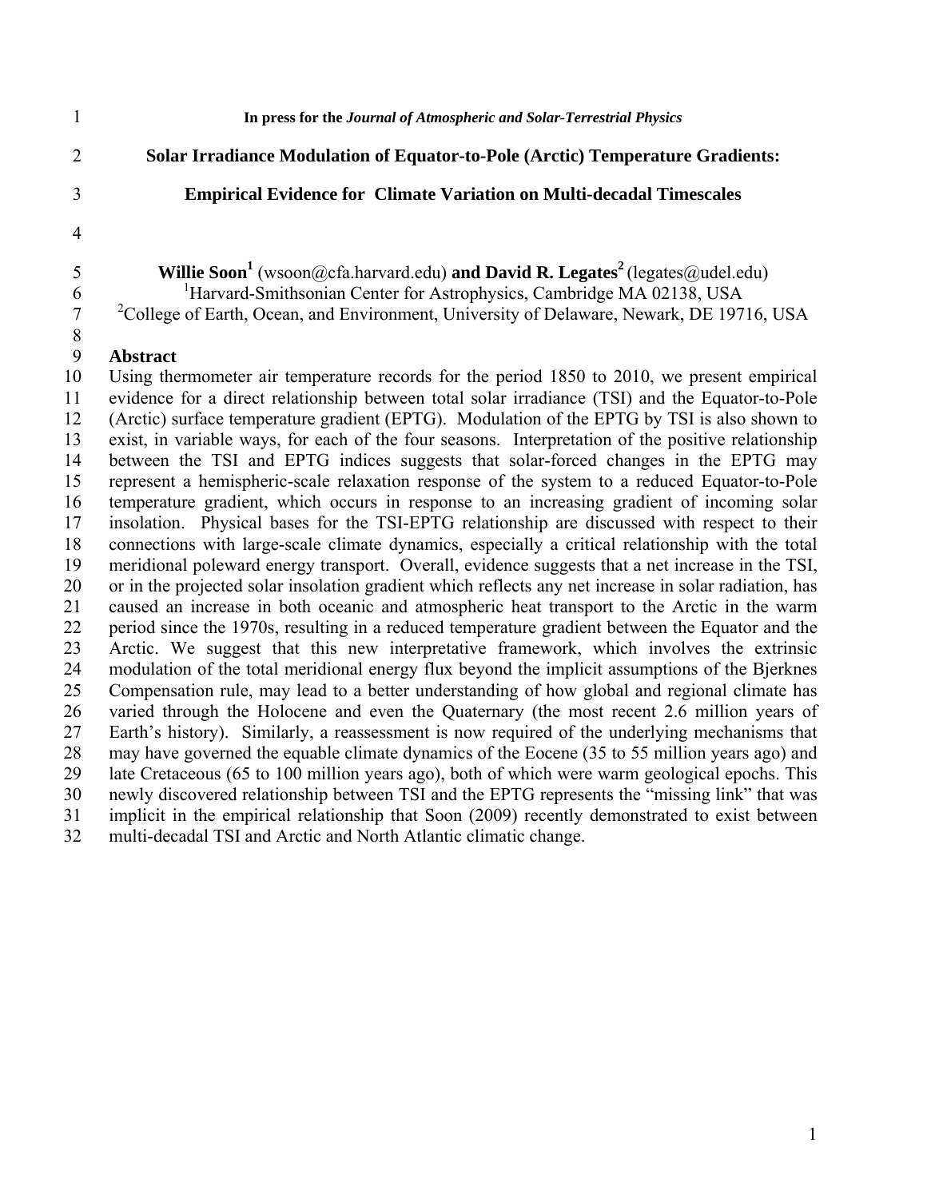**In press for the *Journal of Atmospheric and Solar-Terrestrial Physics***

# Solar Irradiance Modulation of Equator-to-Pole (Arctic) Temperature Gradients: Empirical Evidence for Climate Variation on Multi-decadal Timescales

**Willie Soon[1]** (wsoon@cfa.harvard.edu) **and David R. Legates[2]** (legates@udel.edu)
[1]Harvard-Smithsonian Center for Astrophysics, Cambridge MA 02138, USA
[2]College of Earth, Ocean, and Environment, University of Delaware, Newark, DE 19716, USA

## Abstract

Using thermometer air temperature records for the period 1850 to 2010, we present empirical evidence for a direct relationship between total solar irradiance (TSI) and the Equator-to-Pole (Arctic) surface temperature gradient (EPTG). Modulation of the EPTG by TSI is also shown to exist, in variable ways, for each of the four seasons. Interpretation of the positive relationship between the TSI and EPTG indices suggests that solar-forced changes in the EPTG may represent a hemispheric-scale relaxation response of the system to a reduced Equator-to-Pole temperature gradient, which occurs in response to an increasing gradient of incoming solar insolation. Physical bases for the TSI-EPTG relationship are discussed with respect to their connections with large-scale climate dynamics, especially a critical relationship with the total meridional poleward energy transport. Overall, evidence suggests that a net increase in the TSI, or in the projected solar insolation gradient which reflects any net increase in solar radiation, has caused an increase in both oceanic and atmospheric heat transport to the Arctic in the warm period since the 1970s, resulting in a reduced temperature gradient between the Equator and the Arctic. We suggest that this new interpretative framework, which involves the extrinsic modulation of the total meridional energy flux beyond the implicit assumptions of the Bjerknes Compensation rule, may lead to a better understanding of how global and regional climate has varied through the Holocene and even the Quaternary (the most recent 2.6 million years of Earth's history). Similarly, a reassessment is now required of the underlying mechanisms that may have governed the equable climate dynamics of the Eocene (35 to 55 million years ago) and late Cretaceous (65 to 100 million years ago), both of which were warm geological epochs. This newly discovered relationship between TSI and the EPTG represents the "missing link" that was implicit in the empirical relationship that Soon (2009) recently demonstrated to exist between multi-decadal TSI and Arctic and North Atlantic climatic change.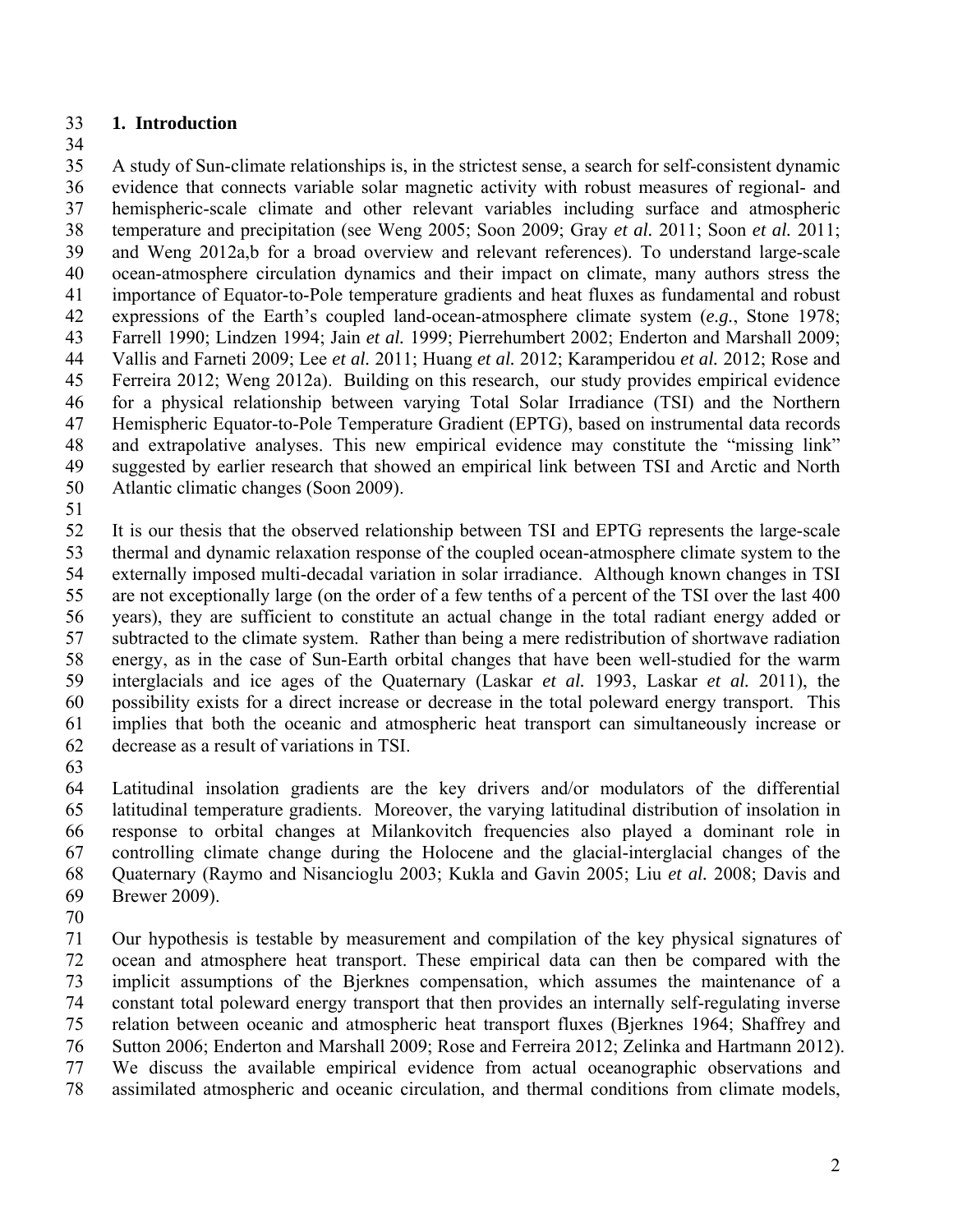## 1. Introduction

A study of Sun-climate relationships is, in the strictest sense, a search for self-consistent dynamic evidence that connects variable solar magnetic activity with robust measures of regional- and hemispheric-scale climate and other relevant variables including surface and atmospheric temperature and precipitation (see Weng 2005; Soon 2009; Gray *et al.* 2011; Soon *et al.* 2011; and Weng 2012a,b for a broad overview and relevant references). To understand large-scale ocean-atmosphere circulation dynamics and their impact on climate, many authors stress the importance of Equator-to-Pole temperature gradients and heat fluxes as fundamental and robust expressions of the Earth's coupled land-ocean-atmosphere climate system (*e.g.*, Stone 1978; Farrell 1990; Lindzen 1994; Jain *et al.* 1999; Pierrehumbert 2002; Enderton and Marshall 2009; Vallis and Farneti 2009; Lee *et al.* 2011; Huang *et al.* 2012; Karamperidou *et al.* 2012; Rose and Ferreira 2012; Weng 2012a). Building on this research, our study provides empirical evidence for a physical relationship between varying Total Solar Irradiance (TSI) and the Northern Hemispheric Equator-to-Pole Temperature Gradient (EPTG), based on instrumental data records and extrapolative analyses. This new empirical evidence may constitute the "missing link" suggested by earlier research that showed an empirical link between TSI and Arctic and North Atlantic climatic changes (Soon 2009).

It is our thesis that the observed relationship between TSI and EPTG represents the large-scale thermal and dynamic relaxation response of the coupled ocean-atmosphere climate system to the externally imposed multi-decadal variation in solar irradiance. Although known changes in TSI are not exceptionally large (on the order of a few tenths of a percent of the TSI over the last 400 years), they are sufficient to constitute an actual change in the total radiant energy added or subtracted to the climate system. Rather than being a mere redistribution of shortwave radiation energy, as in the case of Sun-Earth orbital changes that have been well-studied for the warm interglacials and ice ages of the Quaternary (Laskar *et al.* 1993, Laskar *et al.* 2011), the possibility exists for a direct increase or decrease in the total poleward energy transport. This implies that both the oceanic and atmospheric heat transport can simultaneously increase or decrease as a result of variations in TSI.

Latitudinal insolation gradients are the key drivers and/or modulators of the differential latitudinal temperature gradients. Moreover, the varying latitudinal distribution of insolation in response to orbital changes at Milankovitch frequencies also played a dominant role in controlling climate change during the Holocene and the glacial-interglacial changes of the Quaternary (Raymo and Nisancioglu 2003; Kukla and Gavin 2005; Liu *et al.* 2008; Davis and Brewer 2009).

Our hypothesis is testable by measurement and compilation of the key physical signatures of ocean and atmosphere heat transport. These empirical data can then be compared with the implicit assumptions of the Bjerknes compensation, which assumes the maintenance of a constant total poleward energy transport that then provides an internally self-regulating inverse relation between oceanic and atmospheric heat transport fluxes (Bjerknes 1964; Shaffrey and Sutton 2006; Enderton and Marshall 2009; Rose and Ferreira 2012; Zelinka and Hartmann 2012). We discuss the available empirical evidence from actual oceanographic observations and assimilated atmospheric and oceanic circulation, and thermal conditions from climate models,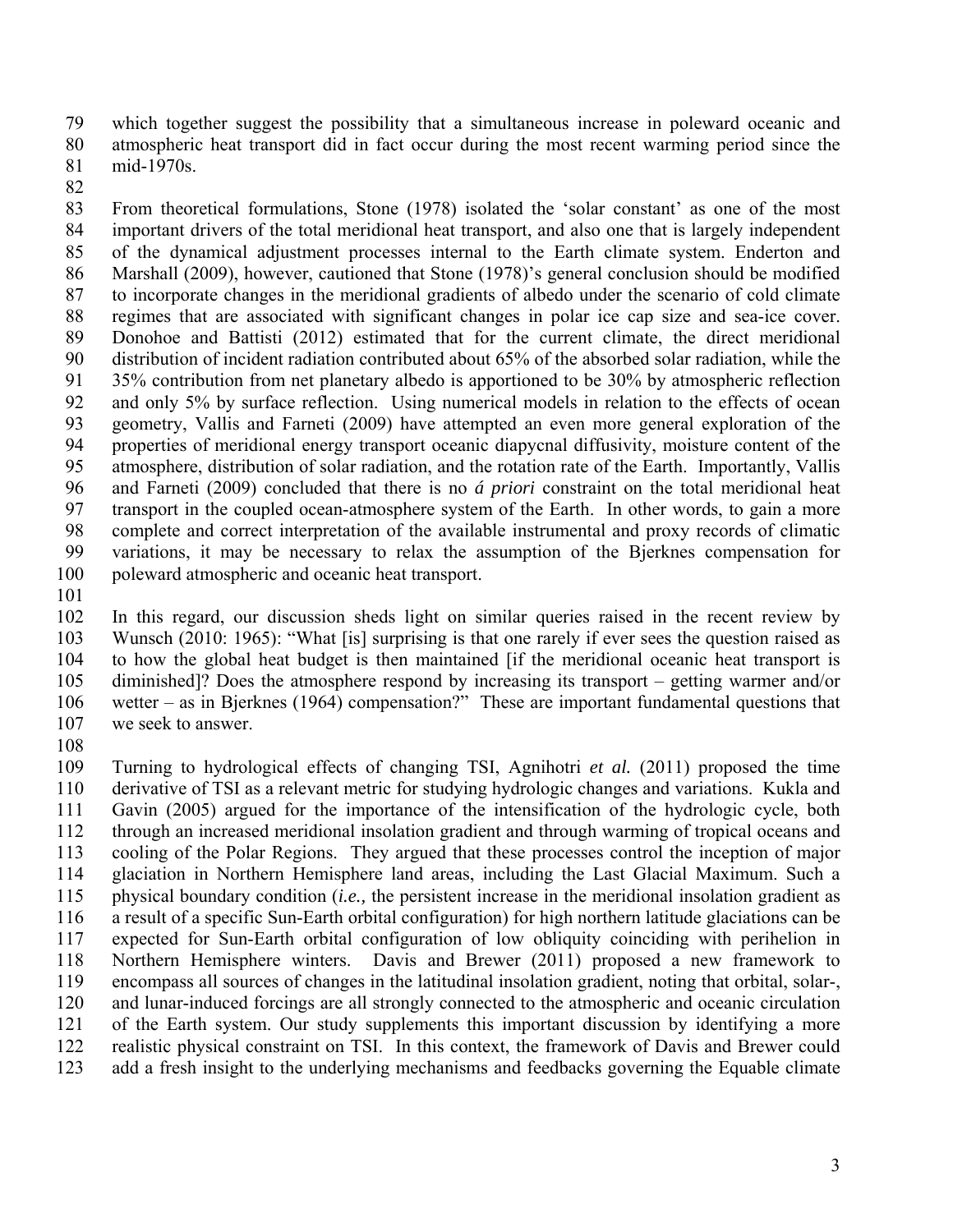which together suggest the possibility that a simultaneous increase in poleward oceanic and atmospheric heat transport did in fact occur during the most recent warming period since the mid-1970s.

From theoretical formulations, Stone (1978) isolated the 'solar constant' as one of the most important drivers of the total meridional heat transport, and also one that is largely independent of the dynamical adjustment processes internal to the Earth climate system. Enderton and Marshall (2009), however, cautioned that Stone (1978)'s general conclusion should be modified to incorporate changes in the meridional gradients of albedo under the scenario of cold climate regimes that are associated with significant changes in polar ice cap size and sea-ice cover. Donohoe and Battisti (2012) estimated that for the current climate, the direct meridional distribution of incident radiation contributed about 65% of the absorbed solar radiation, while the 35% contribution from net planetary albedo is apportioned to be 30% by atmospheric reflection and only 5% by surface reflection. Using numerical models in relation to the effects of ocean geometry, Vallis and Farneti (2009) have attempted an even more general exploration of the properties of meridional energy transport oceanic diapycnal diffusivity, moisture content of the atmosphere, distribution of solar radiation, and the rotation rate of the Earth. Importantly, Vallis and Farneti (2009) concluded that there is no *á priori* constraint on the total meridional heat transport in the coupled ocean-atmosphere system of the Earth. In other words, to gain a more complete and correct interpretation of the available instrumental and proxy records of climatic variations, it may be necessary to relax the assumption of the Bjerknes compensation for poleward atmospheric and oceanic heat transport.

In this regard, our discussion sheds light on similar queries raised in the recent review by Wunsch (2010: 1965): "What [is] surprising is that one rarely if ever sees the question raised as to how the global heat budget is then maintained [if the meridional oceanic heat transport is diminished]? Does the atmosphere respond by increasing its transport – getting warmer and/or wetter – as in Bjerknes (1964) compensation?" These are important fundamental questions that we seek to answer.

Turning to hydrological effects of changing TSI, Agnihotri *et al.* (2011) proposed the time derivative of TSI as a relevant metric for studying hydrologic changes and variations. Kukla and Gavin (2005) argued for the importance of the intensification of the hydrologic cycle, both through an increased meridional insolation gradient and through warming of tropical oceans and cooling of the Polar Regions. They argued that these processes control the inception of major glaciation in Northern Hemisphere land areas, including the Last Glacial Maximum. Such a physical boundary condition (*i.e.,* the persistent increase in the meridional insolation gradient as a result of a specific Sun-Earth orbital configuration) for high northern latitude glaciations can be expected for Sun-Earth orbital configuration of low obliquity coinciding with perihelion in Northern Hemisphere winters. Davis and Brewer (2011) proposed a new framework to encompass all sources of changes in the latitudinal insolation gradient, noting that orbital, solar-, and lunar-induced forcings are all strongly connected to the atmospheric and oceanic circulation of the Earth system. Our study supplements this important discussion by identifying a more realistic physical constraint on TSI. In this context, the framework of Davis and Brewer could add a fresh insight to the underlying mechanisms and feedbacks governing the Equable climate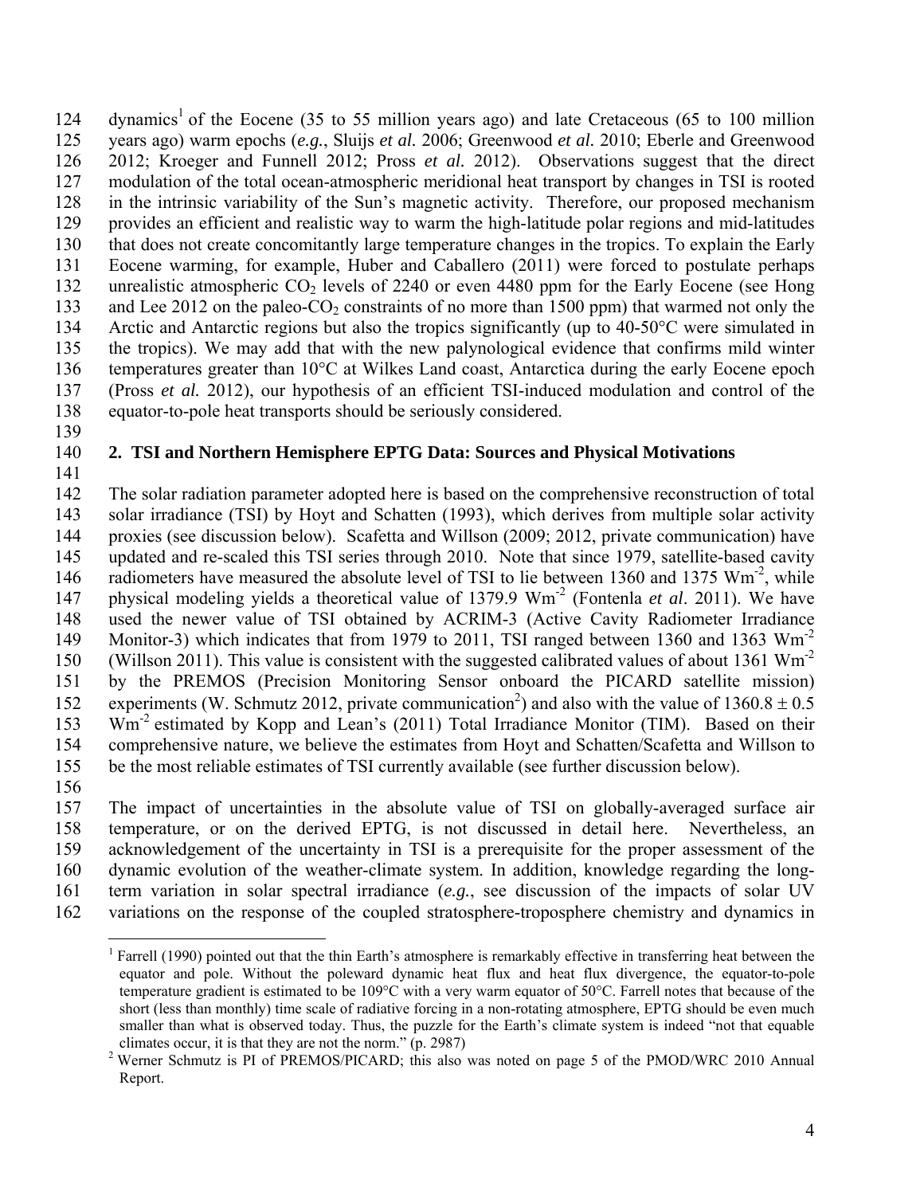dynamics[1] of the Eocene (35 to 55 million years ago) and late Cretaceous (65 to 100 million years ago) warm epochs (*e.g.*, Sluijs *et al.* 2006; Greenwood *et al.* 2010; Eberle and Greenwood 2012; Kroeger and Funnell 2012; Pross *et al.* 2012). Observations suggest that the direct modulation of the total ocean-atmospheric meridional heat transport by changes in TSI is rooted in the intrinsic variability of the Sun's magnetic activity. Therefore, our proposed mechanism provides an efficient and realistic way to warm the high-latitude polar regions and mid-latitudes that does not create concomitantly large temperature changes in the tropics. To explain the Early Eocene warming, for example, Huber and Caballero (2011) were forced to postulate perhaps unrealistic atmospheric $CO_2$ levels of 2240 or even 4480 ppm for the Early Eocene (see Hong and Lee 2012 on the paleo-$CO_2$ constraints of no more than 1500 ppm) that warmed not only the Arctic and Antarctic regions but also the tropics significantly (up to 40-50°C were simulated in the tropics). We may add that with the new palynological evidence that confirms mild winter temperatures greater than 10°C at Wilkes Land coast, Antarctica during the early Eocene epoch (Pross *et al.* 2012), our hypothesis of an efficient TSI-induced modulation and control of the equator-to-pole heat transports should be seriously considered.

## 2. TSI and Northern Hemisphere EPTG Data: Sources and Physical Motivations

The solar radiation parameter adopted here is based on the comprehensive reconstruction of total solar irradiance (TSI) by Hoyt and Schatten (1993), which derives from multiple solar activity proxies (see discussion below). Scafetta and Willson (2009; 2012, private communication) have updated and re-scaled this TSI series through 2010. Note that since 1979, satellite-based cavity radiometers have measured the absolute level of TSI to lie between 1360 and 1375 $Wm^{-2}$, while physical modeling yields a theoretical value of 1379.9 $Wm^{-2}$ (Fontenla *et al*. 2011). We have used the newer value of TSI obtained by ACRIM-3 (Active Cavity Radiometer Irradiance Monitor-3) which indicates that from 1979 to 2011, TSI ranged between 1360 and 1363 $Wm^{-2}$ (Willson 2011). This value is consistent with the suggested calibrated values of about 1361 $Wm^{-2}$ by the PREMOS (Precision Monitoring Sensor onboard the PICARD satellite mission) experiments (W. Schmutz 2012, private communication[2]) and also with the value of $1360.8 \pm 0.5$ $Wm^{-2}$ estimated by Kopp and Lean's (2011) Total Irradiance Monitor (TIM). Based on their comprehensive nature, we believe the estimates from Hoyt and Schatten/Scafetta and Willson to be the most reliable estimates of TSI currently available (see further discussion below).

The impact of uncertainties in the absolute value of TSI on globally-averaged surface air temperature, or on the derived EPTG, is not discussed in detail here. Nevertheless, an acknowledgement of the uncertainty in TSI is a prerequisite for the proper assessment of the dynamic evolution of the weather-climate system. In addition, knowledge regarding the long-term variation in solar spectral irradiance (*e.g.*, see discussion of the impacts of solar UV variations on the response of the coupled stratosphere-troposphere chemistry and dynamics in

---

[1] Farrell (1990) pointed out that the thin Earth's atmosphere is remarkably effective in transferring heat between the equator and pole. Without the poleward dynamic heat flux and heat flux divergence, the equator-to-pole temperature gradient is estimated to be 109°C with a very warm equator of 50°C. Farrell notes that because of the short (less than monthly) time scale of radiative forcing in a non-rotating atmosphere, EPTG should be even much smaller than what is observed today. Thus, the puzzle for the Earth's climate system is indeed "not that equable climates occur, it is that they are not the norm." (p. 2987)

[2] Werner Schmutz is PI of PREMOS/PICARD; this also was noted on page 5 of the PMOD/WRC 2010 Annual Report.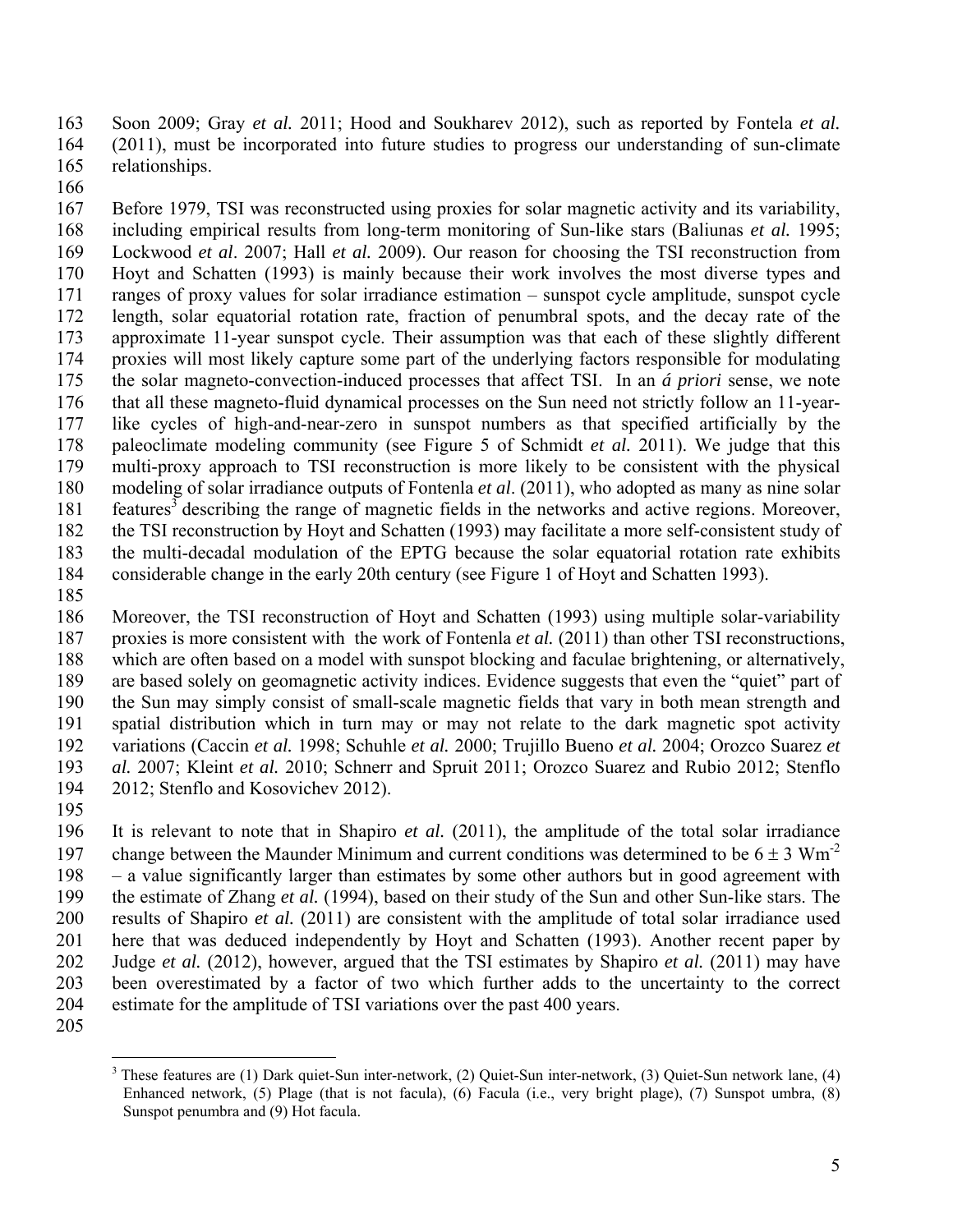Soon 2009; Gray *et al.* 2011; Hood and Soukharev 2012), such as reported by Fontela *et al.* (2011), must be incorporated into future studies to progress our understanding of sun-climate relationships.

Before 1979, TSI was reconstructed using proxies for solar magnetic activity and its variability, including empirical results from long-term monitoring of Sun-like stars (Baliunas *et al.* 1995; Lockwood *et al*. 2007; Hall *et al.* 2009). Our reason for choosing the TSI reconstruction from Hoyt and Schatten (1993) is mainly because their work involves the most diverse types and ranges of proxy values for solar irradiance estimation – sunspot cycle amplitude, sunspot cycle length, solar equatorial rotation rate, fraction of penumbral spots, and the decay rate of the approximate 11-year sunspot cycle. Their assumption was that each of these slightly different proxies will most likely capture some part of the underlying factors responsible for modulating the solar magneto-convection-induced processes that affect TSI. In an *á priori* sense, we note that all these magneto-fluid dynamical processes on the Sun need not strictly follow an 11-year-like cycles of high-and-near-zero in sunspot numbers as that specified artificially by the paleoclimate modeling community (see Figure 5 of Schmidt *et al.* 2011). We judge that this multi-proxy approach to TSI reconstruction is more likely to be consistent with the physical modeling of solar irradiance outputs of Fontenla *et al*. (2011), who adopted as many as nine solar features[3] describing the range of magnetic fields in the networks and active regions. Moreover, the TSI reconstruction by Hoyt and Schatten (1993) may facilitate a more self-consistent study of the multi-decadal modulation of the EPTG because the solar equatorial rotation rate exhibits considerable change in the early 20th century (see Figure 1 of Hoyt and Schatten 1993).

Moreover, the TSI reconstruction of Hoyt and Schatten (1993) using multiple solar-variability proxies is more consistent with the work of Fontenla *et al.* (2011) than other TSI reconstructions, which are often based on a model with sunspot blocking and faculae brightening, or alternatively, are based solely on geomagnetic activity indices. Evidence suggests that even the "quiet" part of the Sun may simply consist of small-scale magnetic fields that vary in both mean strength and spatial distribution which in turn may or may not relate to the dark magnetic spot activity variations (Caccin *et al.* 1998; Schuhle *et al.* 2000; Trujillo Bueno *et al.* 2004; Orozco Suarez *et al.* 2007; Kleint *et al.* 2010; Schnerr and Spruit 2011; Orozco Suarez and Rubio 2012; Stenflo 2012; Stenflo and Kosovichev 2012).

It is relevant to note that in Shapiro *et al.* (2011), the amplitude of the total solar irradiance change between the Maunder Minimum and current conditions was determined to be $6 \pm 3$ $Wm^{-2}$ – a value significantly larger than estimates by some other authors but in good agreement with the estimate of Zhang *et al.* (1994), based on their study of the Sun and other Sun-like stars. The results of Shapiro *et al.* (2011) are consistent with the amplitude of total solar irradiance used here that was deduced independently by Hoyt and Schatten (1993). Another recent paper by Judge *et al.* (2012), however, argued that the TSI estimates by Shapiro *et al.* (2011) may have been overestimated by a factor of two which further adds to the uncertainty to the correct estimate for the amplitude of TSI variations over the past 400 years.

---

[3] These features are (1) Dark quiet-Sun inter-network, (2) Quiet-Sun inter-network, (3) Quiet-Sun network lane, (4) Enhanced network, (5) Plage (that is not facula), (6) Facula (i.e., very bright plage), (7) Sunspot umbra, (8) Sunspot penumbra and (9) Hot facula.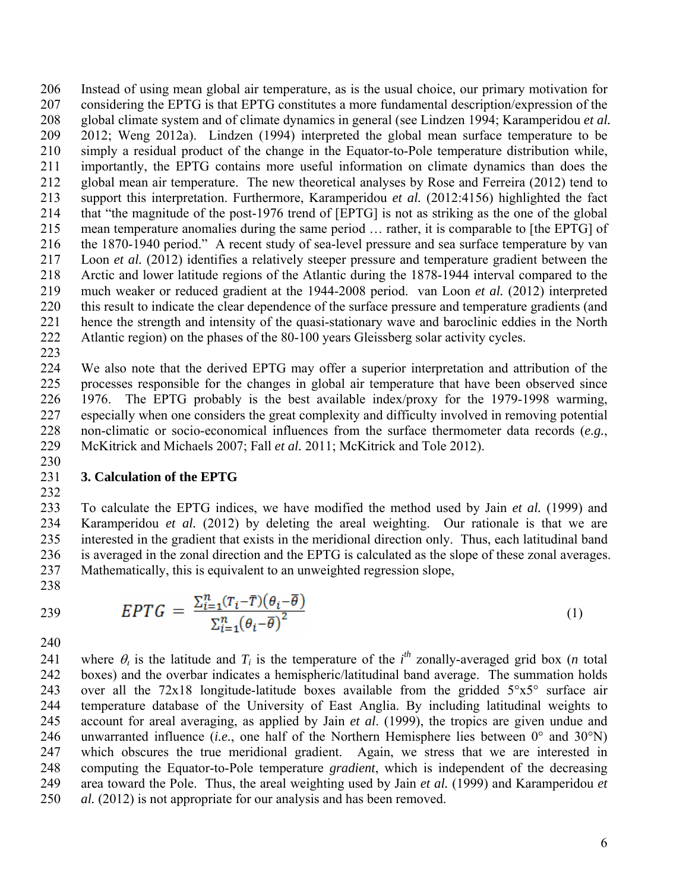Instead of using mean global air temperature, as is the usual choice, our primary motivation for considering the EPTG is that EPTG constitutes a more fundamental description/expression of the global climate system and of climate dynamics in general (see Lindzen 1994; Karamperidou *et al.* 2012; Weng 2012a). Lindzen (1994) interpreted the global mean surface temperature to be simply a residual product of the change in the Equator-to-Pole temperature distribution while, importantly, the EPTG contains more useful information on climate dynamics than does the global mean air temperature. The new theoretical analyses by Rose and Ferreira (2012) tend to support this interpretation. Furthermore, Karamperidou *et al.* (2012:4156) highlighted the fact that "the magnitude of the post-1976 trend of [EPTG] is not as striking as the one of the global mean temperature anomalies during the same period … rather, it is comparable to [the EPTG] of the 1870-1940 period." A recent study of sea-level pressure and sea surface temperature by van Loon *et al.* (2012) identifies a relatively steeper pressure and temperature gradient between the Arctic and lower latitude regions of the Atlantic during the 1878-1944 interval compared to the much weaker or reduced gradient at the 1944-2008 period. van Loon *et al.* (2012) interpreted this result to indicate the clear dependence of the surface pressure and temperature gradients (and hence the strength and intensity of the quasi-stationary wave and baroclinic eddies in the North Atlantic region) on the phases of the 80-100 years Gleissberg solar activity cycles.

We also note that the derived EPTG may offer a superior interpretation and attribution of the processes responsible for the changes in global air temperature that have been observed since 1976. The EPTG probably is the best available index/proxy for the 1979-1998 warming, especially when one considers the great complexity and difficulty involved in removing potential non-climatic or socio-economical influences from the surface thermometer data records (*e.g.*, McKitrick and Michaels 2007; Fall *et al.* 2011; McKitrick and Tole 2012).

## 3. Calculation of the EPTG

To calculate the EPTG indices, we have modified the method used by Jain *et al.* (1999) and Karamperidou *et al.* (2012) by deleting the areal weighting. Our rationale is that we are interested in the gradient that exists in the meridional direction only. Thus, each latitudinal band is averaged in the zonal direction and the EPTG is calculated as the slope of these zonal averages. Mathematically, this is equivalent to an unweighted regression slope,

$$EPTG = \frac{\sum_{i=1}^{n}(T_i - \bar{T})(\theta_i - \bar{\theta})}{\sum_{i=1}^{n}(\theta_i - \bar{\theta})^2} \tag{1}$$

where $\theta_i$ is the latitude and $T_i$ is the temperature of the $i^{th}$ zonally-averaged grid box ($n$ total boxes) and the overbar indicates a hemispheric/latitudinal band average. The summation holds over all the 72x18 longitude-latitude boxes available from the gridded 5°x5° surface air temperature database of the University of East Anglia. By including latitudinal weights to account for areal averaging, as applied by Jain *et al*. (1999), the tropics are given undue and unwarranted influence (*i.e*., one half of the Northern Hemisphere lies between 0° and 30°N) which obscures the true meridional gradient. Again, we stress that we are interested in computing the Equator-to-Pole temperature *gradient*, which is independent of the decreasing area toward the Pole. Thus, the areal weighting used by Jain *et al.* (1999) and Karamperidou *et al.* (2012) is not appropriate for our analysis and has been removed.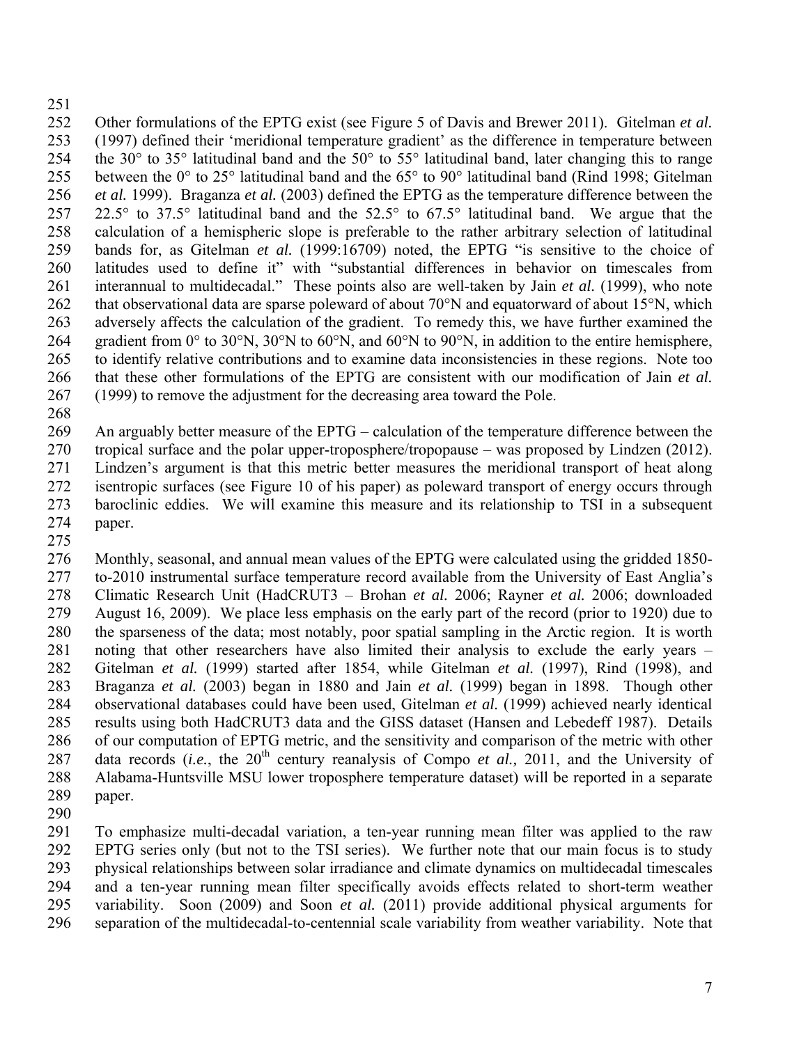Other formulations of the EPTG exist (see Figure 5 of Davis and Brewer 2011). Gitelman *et al.* (1997) defined their 'meridional temperature gradient' as the difference in temperature between the 30° to 35° latitudinal band and the 50° to 55° latitudinal band, later changing this to range between the 0° to 25° latitudinal band and the 65° to 90° latitudinal band (Rind 1998; Gitelman *et al.* 1999). Braganza *et al.* (2003) defined the EPTG as the temperature difference between the 22.5° to 37.5° latitudinal band and the 52.5° to 67.5° latitudinal band. We argue that the calculation of a hemispheric slope is preferable to the rather arbitrary selection of latitudinal bands for, as Gitelman *et al.* (1999:16709) noted, the EPTG "is sensitive to the choice of latitudes used to define it" with "substantial differences in behavior on timescales from interannual to multidecadal." These points also are well-taken by Jain *et al.* (1999), who note that observational data are sparse poleward of about 70°N and equatorward of about 15°N, which adversely affects the calculation of the gradient. To remedy this, we have further examined the gradient from 0° to 30°N, 30°N to 60°N, and 60°N to 90°N, in addition to the entire hemisphere, to identify relative contributions and to examine data inconsistencies in these regions. Note too that these other formulations of the EPTG are consistent with our modification of Jain *et al.* (1999) to remove the adjustment for the decreasing area toward the Pole.

An arguably better measure of the EPTG – calculation of the temperature difference between the tropical surface and the polar upper-troposphere/tropopause – was proposed by Lindzen (2012). Lindzen's argument is that this metric better measures the meridional transport of heat along isentropic surfaces (see Figure 10 of his paper) as poleward transport of energy occurs through baroclinic eddies. We will examine this measure and its relationship to TSI in a subsequent paper.

Monthly, seasonal, and annual mean values of the EPTG were calculated using the gridded 1850-to-2010 instrumental surface temperature record available from the University of East Anglia's Climatic Research Unit (HadCRUT3 – Brohan *et al.* 2006; Rayner *et al.* 2006; downloaded August 16, 2009). We place less emphasis on the early part of the record (prior to 1920) due to the sparseness of the data; most notably, poor spatial sampling in the Arctic region. It is worth noting that other researchers have also limited their analysis to exclude the early years – Gitelman *et al.* (1999) started after 1854, while Gitelman *et al.* (1997), Rind (1998), and Braganza *et al.* (2003) began in 1880 and Jain *et al.* (1999) began in 1898. Though other observational databases could have been used, Gitelman *et al.* (1999) achieved nearly identical results using both HadCRUT3 data and the GISS dataset (Hansen and Lebedeff 1987). Details of our computation of EPTG metric, and the sensitivity and comparison of the metric with other data records (*i.e.*, the 20$^{th}$ century reanalysis of Compo *et al.,* 2011, and the University of Alabama-Huntsville MSU lower troposphere temperature dataset) will be reported in a separate paper.

To emphasize multi-decadal variation, a ten-year running mean filter was applied to the raw EPTG series only (but not to the TSI series). We further note that our main focus is to study physical relationships between solar irradiance and climate dynamics on multidecadal timescales and a ten-year running mean filter specifically avoids effects related to short-term weather variability. Soon (2009) and Soon *et al.* (2011) provide additional physical arguments for separation of the multidecadal-to-centennial scale variability from weather variability. Note that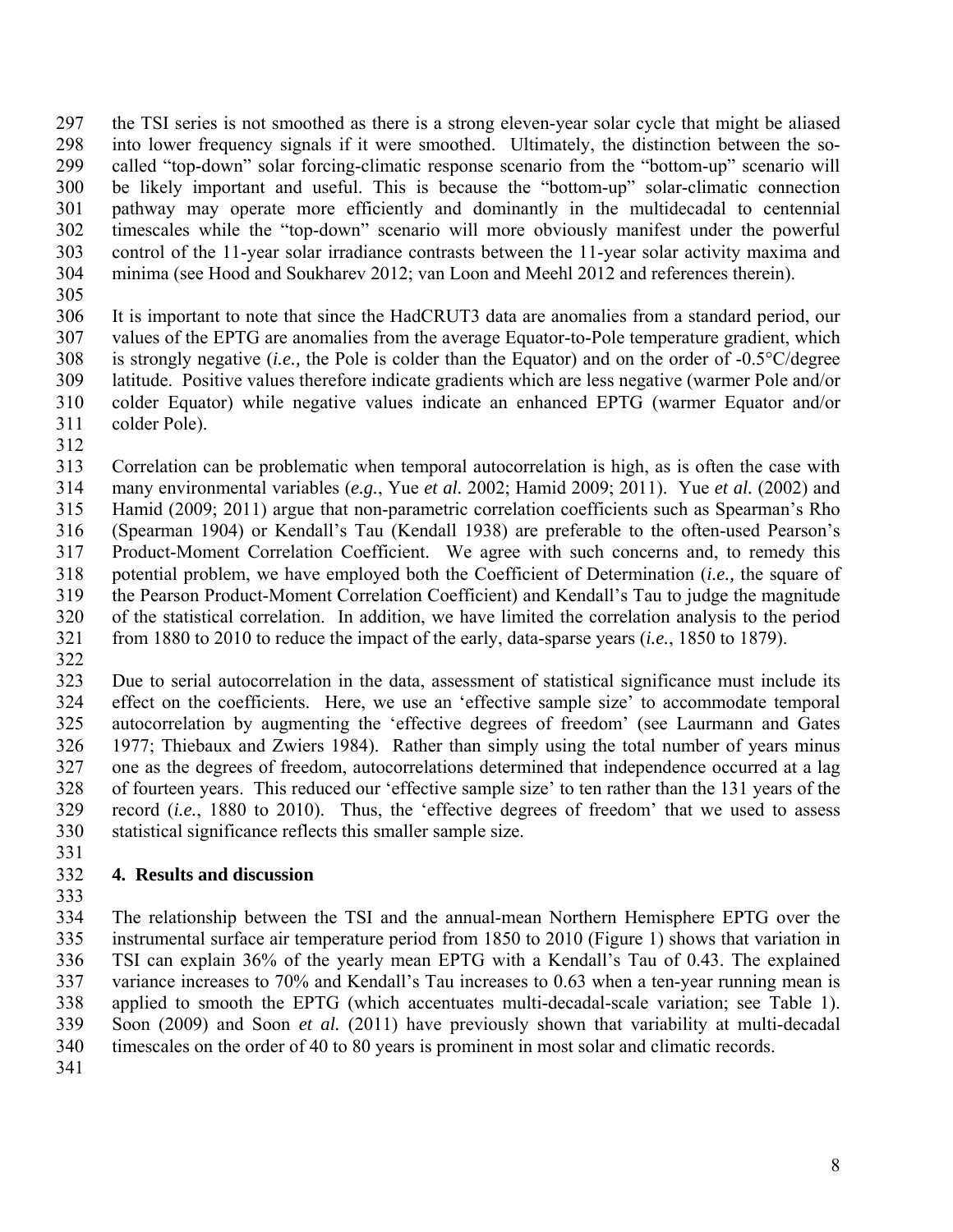the TSI series is not smoothed as there is a strong eleven-year solar cycle that might be aliased into lower frequency signals if it were smoothed. Ultimately, the distinction between the so-called "top-down" solar forcing-climatic response scenario from the "bottom-up" scenario will be likely important and useful. This is because the "bottom-up" solar-climatic connection pathway may operate more efficiently and dominantly in the multidecadal to centennial timescales while the "top-down" scenario will more obviously manifest under the powerful control of the 11-year solar irradiance contrasts between the 11-year solar activity maxima and minima (see Hood and Soukharev 2012; van Loon and Meehl 2012 and references therein).

It is important to note that since the HadCRUT3 data are anomalies from a standard period, our values of the EPTG are anomalies from the average Equator-to-Pole temperature gradient, which is strongly negative (*i.e.,* the Pole is colder than the Equator) and on the order of -0.5°C/degree latitude. Positive values therefore indicate gradients which are less negative (warmer Pole and/or colder Equator) while negative values indicate an enhanced EPTG (warmer Equator and/or colder Pole).

Correlation can be problematic when temporal autocorrelation is high, as is often the case with many environmental variables (*e.g.*, Yue *et al.* 2002; Hamid 2009; 2011). Yue *et al.* (2002) and Hamid (2009; 2011) argue that non-parametric correlation coefficients such as Spearman's Rho (Spearman 1904) or Kendall's Tau (Kendall 1938) are preferable to the often-used Pearson's Product-Moment Correlation Coefficient. We agree with such concerns and, to remedy this potential problem, we have employed both the Coefficient of Determination (*i.e.,* the square of the Pearson Product-Moment Correlation Coefficient) and Kendall's Tau to judge the magnitude of the statistical correlation. In addition, we have limited the correlation analysis to the period from 1880 to 2010 to reduce the impact of the early, data-sparse years (*i.e.*, 1850 to 1879).

Due to serial autocorrelation in the data, assessment of statistical significance must include its effect on the coefficients. Here, we use an 'effective sample size' to accommodate temporal autocorrelation by augmenting the 'effective degrees of freedom' (see Laurmann and Gates 1977; Thiebaux and Zwiers 1984). Rather than simply using the total number of years minus one as the degrees of freedom, autocorrelations determined that independence occurred at a lag of fourteen years. This reduced our 'effective sample size' to ten rather than the 131 years of the record (*i.e.*, 1880 to 2010). Thus, the 'effective degrees of freedom' that we used to assess statistical significance reflects this smaller sample size.

## 4. Results and discussion

The relationship between the TSI and the annual-mean Northern Hemisphere EPTG over the instrumental surface air temperature period from 1850 to 2010 (Figure 1) shows that variation in TSI can explain 36% of the yearly mean EPTG with a Kendall's Tau of 0.43. The explained variance increases to 70% and Kendall's Tau increases to 0.63 when a ten-year running mean is applied to smooth the EPTG (which accentuates multi-decadal-scale variation; see Table 1). Soon (2009) and Soon *et al.* (2011) have previously shown that variability at multi-decadal timescales on the order of 40 to 80 years is prominent in most solar and climatic records.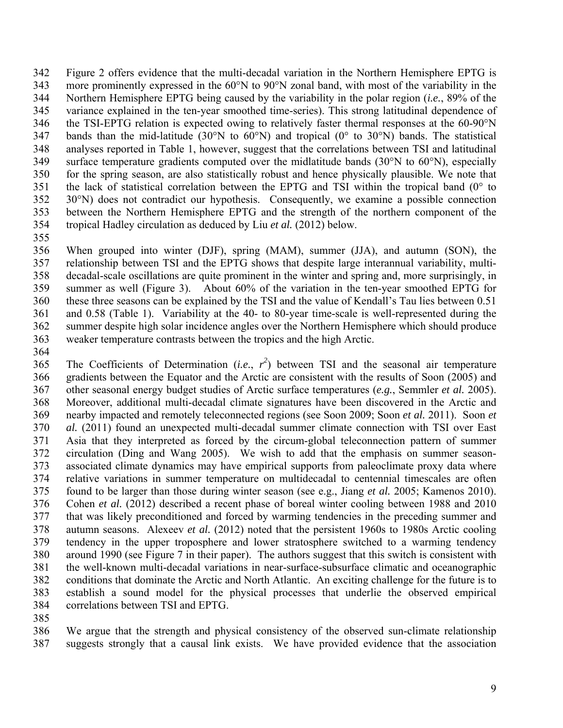Figure 2 offers evidence that the multi-decadal variation in the Northern Hemisphere EPTG is more prominently expressed in the 60°N to 90°N zonal band, with most of the variability in the Northern Hemisphere EPTG being caused by the variability in the polar region (*i.e.*, 89% of the variance explained in the ten-year smoothed time-series). This strong latitudinal dependence of the TSI-EPTG relation is expected owing to relatively faster thermal responses at the 60-90°N bands than the mid-latitude (30°N to 60°N) and tropical (0° to 30°N) bands. The statistical analyses reported in Table 1, however, suggest that the correlations between TSI and latitudinal surface temperature gradients computed over the midlatitude bands (30°N to 60°N), especially for the spring season, are also statistically robust and hence physically plausible. We note that the lack of statistical correlation between the EPTG and TSI within the tropical band (0° to 30°N) does not contradict our hypothesis. Consequently, we examine a possible connection between the Northern Hemisphere EPTG and the strength of the northern component of the tropical Hadley circulation as deduced by Liu *et al.* (2012) below.

When grouped into winter (DJF), spring (MAM), summer (JJA), and autumn (SON), the relationship between TSI and the EPTG shows that despite large interannual variability, multi-decadal-scale oscillations are quite prominent in the winter and spring and, more surprisingly, in summer as well (Figure 3). About 60% of the variation in the ten-year smoothed EPTG for these three seasons can be explained by the TSI and the value of Kendall's Tau lies between 0.51 and 0.58 (Table 1). Variability at the 40- to 80-year time-scale is well-represented during the summer despite high solar incidence angles over the Northern Hemisphere which should produce weaker temperature contrasts between the tropics and the high Arctic.

The Coefficients of Determination (*i.e.*, $r^2$) between TSI and the seasonal air temperature gradients between the Equator and the Arctic are consistent with the results of Soon (2005) and other seasonal energy budget studies of Arctic surface temperatures (*e.g.*, Semmler *et al.* 2005). Moreover, additional multi-decadal climate signatures have been discovered in the Arctic and nearby impacted and remotely teleconnected regions (see Soon 2009; Soon *et al.* 2011). Soon *et al.* (2011) found an unexpected multi-decadal summer climate connection with TSI over East Asia that they interpreted as forced by the circum-global teleconnection pattern of summer circulation (Ding and Wang 2005). We wish to add that the emphasis on summer season-associated climate dynamics may have empirical supports from paleoclimate proxy data where relative variations in summer temperature on multidecadal to centennial timescales are often found to be larger than those during winter season (see e.g., Jiang *et al.* 2005; Kamenos 2010). Cohen *et al.* (2012) described a recent phase of boreal winter cooling between 1988 and 2010 that was likely preconditioned and forced by warming tendencies in the preceding summer and autumn seasons. Alexeev *et al.* (2012) noted that the persistent 1960s to 1980s Arctic cooling tendency in the upper troposphere and lower stratosphere switched to a warming tendency around 1990 (see Figure 7 in their paper). The authors suggest that this switch is consistent with the well-known multi-decadal variations in near-surface-subsurface climatic and oceanographic conditions that dominate the Arctic and North Atlantic. An exciting challenge for the future is to establish a sound model for the physical processes that underlie the observed empirical correlations between TSI and EPTG.

We argue that the strength and physical consistency of the observed sun-climate relationship suggests strongly that a causal link exists. We have provided evidence that the association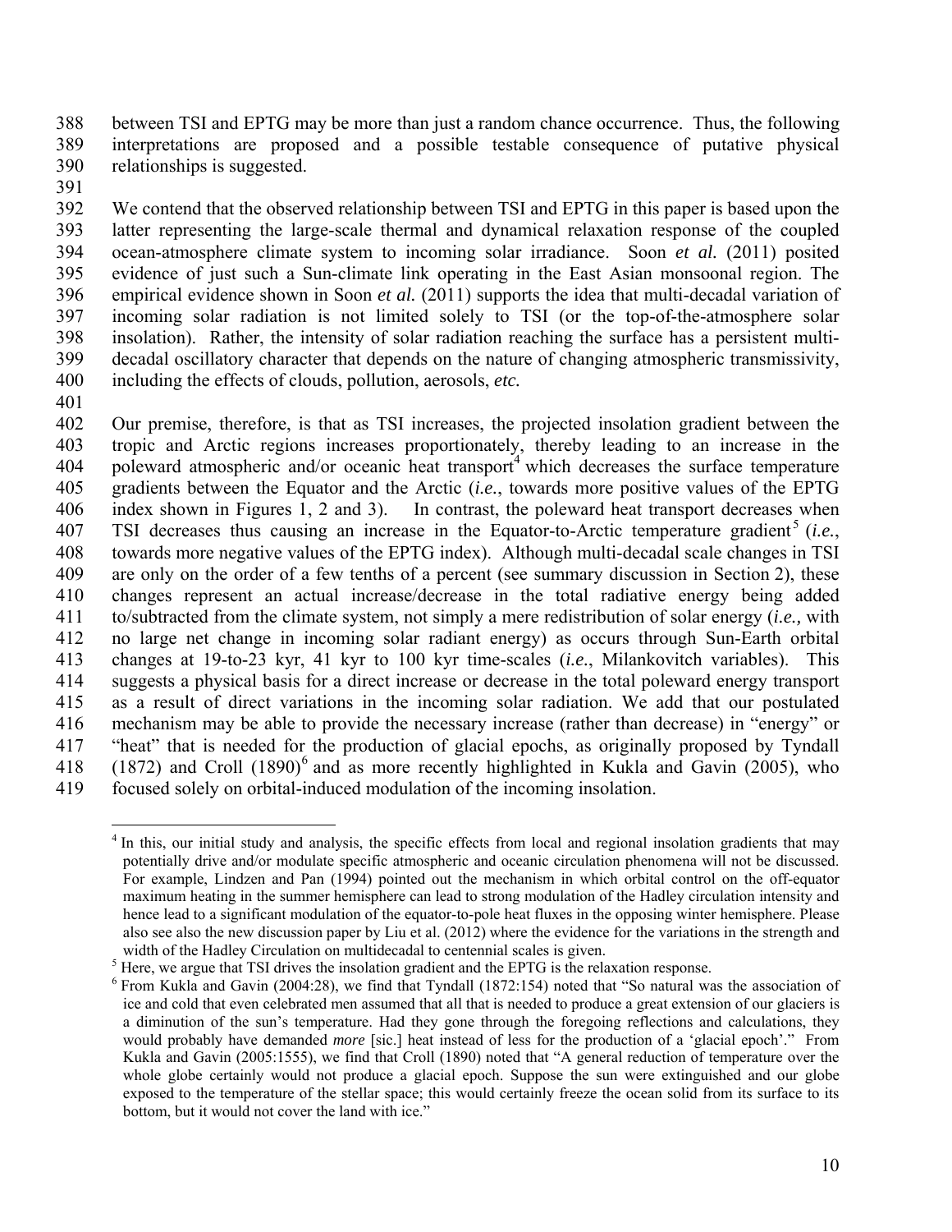between TSI and EPTG may be more than just a random chance occurrence. Thus, the following interpretations are proposed and a possible testable consequence of putative physical relationships is suggested.

We contend that the observed relationship between TSI and EPTG in this paper is based upon the latter representing the large-scale thermal and dynamical relaxation response of the coupled ocean-atmosphere climate system to incoming solar irradiance. Soon *et al.* (2011) posited evidence of just such a Sun-climate link operating in the East Asian monsoonal region. The empirical evidence shown in Soon *et al.* (2011) supports the idea that multi-decadal variation of incoming solar radiation is not limited solely to TSI (or the top-of-the-atmosphere solar insolation). Rather, the intensity of solar radiation reaching the surface has a persistent multi-decadal oscillatory character that depends on the nature of changing atmospheric transmissivity, including the effects of clouds, pollution, aerosols, *etc.*

Our premise, therefore, is that as TSI increases, the projected insolation gradient between the tropic and Arctic regions increases proportionately, thereby leading to an increase in the poleward atmospheric and/or oceanic heat transport[4] which decreases the surface temperature gradients between the Equator and the Arctic (*i.e.*, towards more positive values of the EPTG index shown in Figures 1, 2 and 3). In contrast, the poleward heat transport decreases when TSI decreases thus causing an increase in the Equator-to-Arctic temperature gradient[5] (*i.e.*, towards more negative values of the EPTG index). Although multi-decadal scale changes in TSI are only on the order of a few tenths of a percent (see summary discussion in Section 2), these changes represent an actual increase/decrease in the total radiative energy being added to/subtracted from the climate system, not simply a mere redistribution of solar energy (*i.e.,* with no large net change in incoming solar radiant energy) as occurs through Sun-Earth orbital changes at 19-to-23 kyr, 41 kyr to 100 kyr time-scales (*i.e.*, Milankovitch variables). This suggests a physical basis for a direct increase or decrease in the total poleward energy transport as a result of direct variations in the incoming solar radiation. We add that our postulated mechanism may be able to provide the necessary increase (rather than decrease) in "energy" or "heat" that is needed for the production of glacial epochs, as originally proposed by Tyndall (1872) and Croll (1890)[6] and as more recently highlighted in Kukla and Gavin (2005), who focused solely on orbital-induced modulation of the incoming insolation.

---

[4] In this, our initial study and analysis, the specific effects from local and regional insolation gradients that may potentially drive and/or modulate specific atmospheric and oceanic circulation phenomena will not be discussed. For example, Lindzen and Pan (1994) pointed out the mechanism in which orbital control on the off-equator maximum heating in the summer hemisphere can lead to strong modulation of the Hadley circulation intensity and hence lead to a significant modulation of the equator-to-pole heat fluxes in the opposing winter hemisphere. Please also see also the new discussion paper by Liu et al. (2012) where the evidence for the variations in the strength and width of the Hadley Circulation on multidecadal to centennial scales is given.

[5] Here, we argue that TSI drives the insolation gradient and the EPTG is the relaxation response.

[6] From Kukla and Gavin (2004:28), we find that Tyndall (1872:154) noted that "So natural was the association of ice and cold that even celebrated men assumed that all that is needed to produce a great extension of our glaciers is a diminution of the sun's temperature. Had they gone through the foregoing reflections and calculations, they would probably have demanded *more* [sic.] heat instead of less for the production of a 'glacial epoch'." From Kukla and Gavin (2005:1555), we find that Croll (1890) noted that "A general reduction of temperature over the whole globe certainly would not produce a glacial epoch. Suppose the sun were extinguished and our globe exposed to the temperature of the stellar space; this would certainly freeze the ocean solid from its surface to its bottom, but it would not cover the land with ice."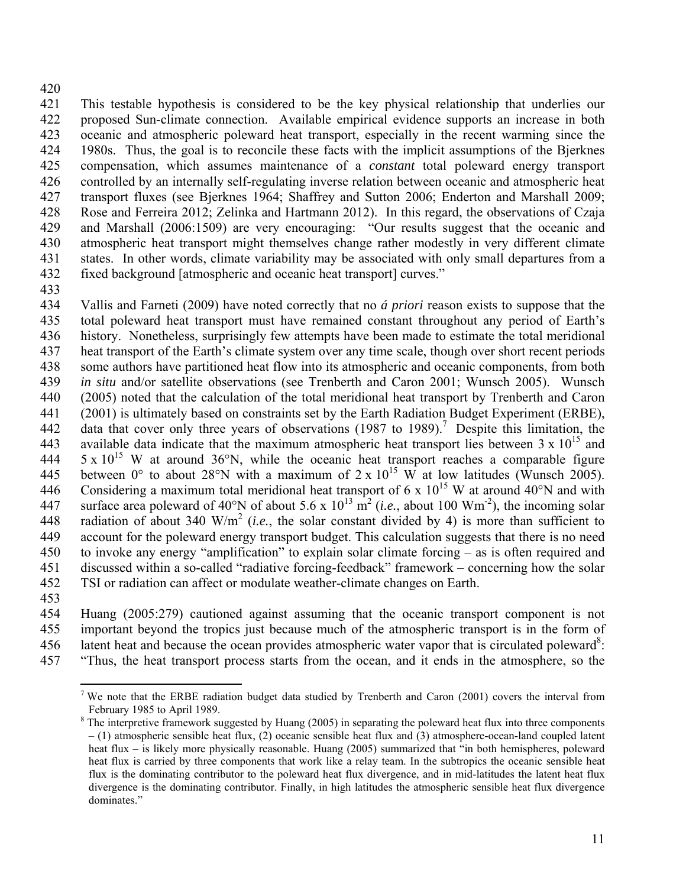This testable hypothesis is considered to be the key physical relationship that underlies our proposed Sun-climate connection. Available empirical evidence supports an increase in both oceanic and atmospheric poleward heat transport, especially in the recent warming since the 1980s. Thus, the goal is to reconcile these facts with the implicit assumptions of the Bjerknes compensation, which assumes maintenance of a *constant* total poleward energy transport controlled by an internally self-regulating inverse relation between oceanic and atmospheric heat transport fluxes (see Bjerknes 1964; Shaffrey and Sutton 2006; Enderton and Marshall 2009; Rose and Ferreira 2012; Zelinka and Hartmann 2012). In this regard, the observations of Czaja and Marshall (2006:1509) are very encouraging: "Our results suggest that the oceanic and atmospheric heat transport might themselves change rather modestly in very different climate states. In other words, climate variability may be associated with only small departures from a fixed background [atmospheric and oceanic heat transport] curves."

Vallis and Farneti (2009) have noted correctly that no *á priori* reason exists to suppose that the total poleward heat transport must have remained constant throughout any period of Earth's history. Nonetheless, surprisingly few attempts have been made to estimate the total meridional heat transport of the Earth's climate system over any time scale, though over short recent periods some authors have partitioned heat flow into its atmospheric and oceanic components, from both *in situ* and/or satellite observations (see Trenberth and Caron 2001; Wunsch 2005). Wunsch (2005) noted that the calculation of the total meridional heat transport by Trenberth and Caron (2001) is ultimately based on constraints set by the Earth Radiation Budget Experiment (ERBE), data that cover only three years of observations (1987 to 1989).[7] Despite this limitation, the available data indicate that the maximum atmospheric heat transport lies between $3 \times 10^{15}$ and $5 \times 10^{15}$ W at around 36°N, while the oceanic heat transport reaches a comparable figure between 0° to about 28°N with a maximum of $2 \times 10^{15}$ W at low latitudes (Wunsch 2005). Considering a maximum total meridional heat transport of $6 \times 10^{15}$ W at around 40°N and with surface area poleward of 40°N of about $5.6 \times 10^{13}$ $m^2$ (*i.e.*, about 100 $Wm^{-2}$), the incoming solar radiation of about 340 $W/m^2$ (*i.e.*, the solar constant divided by 4) is more than sufficient to account for the poleward energy transport budget. This calculation suggests that there is no need to invoke any energy "amplification" to explain solar climate forcing – as is often required and discussed within a so-called "radiative forcing-feedback" framework – concerning how the solar TSI or radiation can affect or modulate weather-climate changes on Earth.

Huang (2005:279) cautioned against assuming that the oceanic transport component is not important beyond the tropics just because much of the atmospheric transport is in the form of latent heat and because the ocean provides atmospheric water vapor that is circulated poleward[8]: "Thus, the heat transport process starts from the ocean, and it ends in the atmosphere, so the

[7] We note that the ERBE radiation budget data studied by Trenberth and Caron (2001) covers the interval from February 1985 to April 1989.

[8] The interpretive framework suggested by Huang (2005) in separating the poleward heat flux into three components – (1) atmospheric sensible heat flux, (2) oceanic sensible heat flux and (3) atmosphere-ocean-land coupled latent heat flux – is likely more physically reasonable. Huang (2005) summarized that "in both hemispheres, poleward heat flux is carried by three components that work like a relay team. In the subtropics the oceanic sensible heat flux is the dominating contributor to the poleward heat flux divergence, and in mid-latitudes the latent heat flux divergence is the dominating contributor. Finally, in high latitudes the atmospheric sensible heat flux divergence dominates."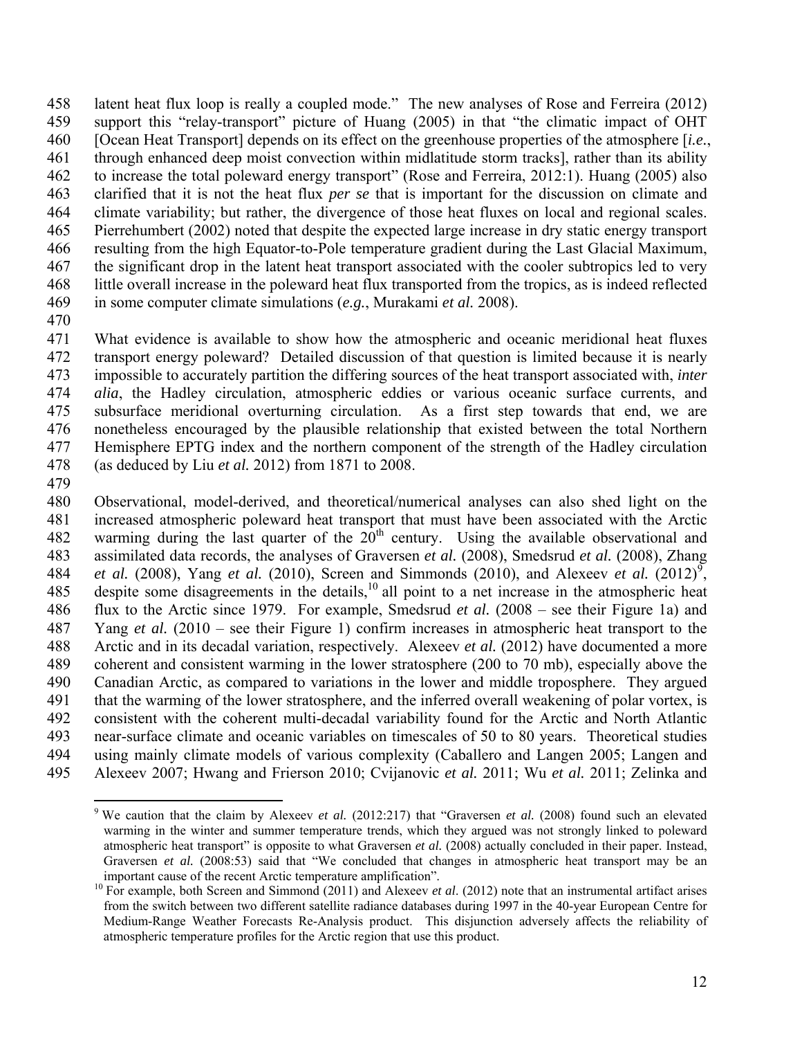latent heat flux loop is really a coupled mode." The new analyses of Rose and Ferreira (2012) support this "relay-transport" picture of Huang (2005) in that "the climatic impact of OHT [Ocean Heat Transport] depends on its effect on the greenhouse properties of the atmosphere [*i.e.*, through enhanced deep moist convection within midlatitude storm tracks], rather than its ability to increase the total poleward energy transport" (Rose and Ferreira, 2012:1). Huang (2005) also clarified that it is not the heat flux *per se* that is important for the discussion on climate and climate variability; but rather, the divergence of those heat fluxes on local and regional scales. Pierrehumbert (2002) noted that despite the expected large increase in dry static energy transport resulting from the high Equator-to-Pole temperature gradient during the Last Glacial Maximum, the significant drop in the latent heat transport associated with the cooler subtropics led to very little overall increase in the poleward heat flux transported from the tropics, as is indeed reflected in some computer climate simulations (*e.g.*, Murakami *et al.* 2008).

What evidence is available to show how the atmospheric and oceanic meridional heat fluxes transport energy poleward? Detailed discussion of that question is limited because it is nearly impossible to accurately partition the differing sources of the heat transport associated with, *inter alia*, the Hadley circulation, atmospheric eddies or various oceanic surface currents, and subsurface meridional overturning circulation. As a first step towards that end, we are nonetheless encouraged by the plausible relationship that existed between the total Northern Hemisphere EPTG index and the northern component of the strength of the Hadley circulation (as deduced by Liu *et al.* 2012) from 1871 to 2008.

Observational, model-derived, and theoretical/numerical analyses can also shed light on the increased atmospheric poleward heat transport that must have been associated with the Arctic warming during the last quarter of the 20th century. Using the available observational and assimilated data records, the analyses of Graversen *et al.* (2008), Smedsrud *et al.* (2008), Zhang *et al.* (2008), Yang *et al.* (2010), Screen and Simmonds (2010), and Alexeev *et al.* (2012)[9], despite some disagreements in the details,[10] all point to a net increase in the atmospheric heat flux to the Arctic since 1979. For example, Smedsrud *et al.* (2008 – see their Figure 1a) and Yang *et al.* (2010 – see their Figure 1) confirm increases in atmospheric heat transport to the Arctic and in its decadal variation, respectively. Alexeev *et al.* (2012) have documented a more coherent and consistent warming in the lower stratosphere (200 to 70 mb), especially above the Canadian Arctic, as compared to variations in the lower and middle troposphere. They argued that the warming of the lower stratosphere, and the inferred overall weakening of polar vortex, is consistent with the coherent multi-decadal variability found for the Arctic and North Atlantic near-surface climate and oceanic variables on timescales of 50 to 80 years. Theoretical studies using mainly climate models of various complexity (Caballero and Langen 2005; Langen and Alexeev 2007; Hwang and Frierson 2010; Cvijanovic *et al.* 2011; Wu *et al.* 2011; Zelinka and

[9] We caution that the claim by Alexeev *et al.* (2012:217) that "Graversen *et al.* (2008) found such an elevated warming in the winter and summer temperature trends, which they argued was not strongly linked to poleward atmospheric heat transport" is opposite to what Graversen *et al.* (2008) actually concluded in their paper. Instead, Graversen *et al.* (2008:53) said that "We concluded that changes in atmospheric heat transport may be an important cause of the recent Arctic temperature amplification".

[10] For example, both Screen and Simmond (2011) and Alexeev *et al.* (2012) note that an instrumental artifact arises from the switch between two different satellite radiance databases during 1997 in the 40-year European Centre for Medium-Range Weather Forecasts Re-Analysis product. This disjunction adversely affects the reliability of atmospheric temperature profiles for the Arctic region that use this product.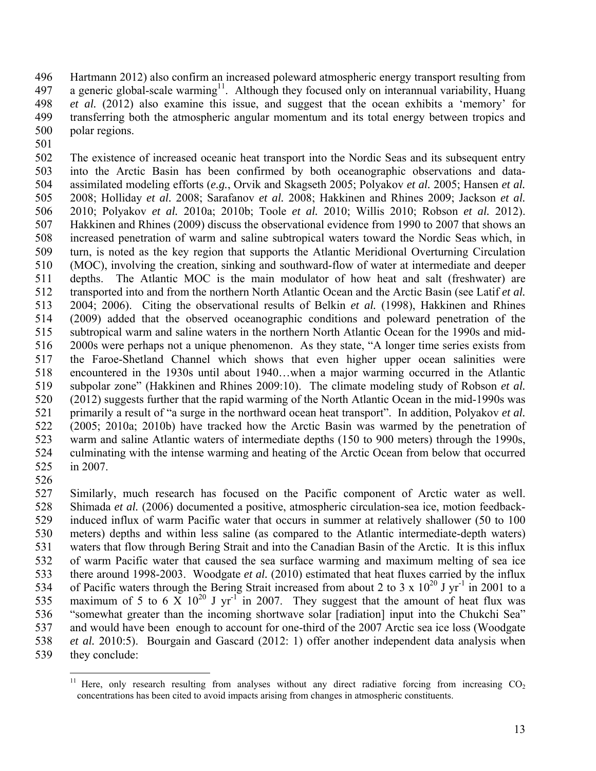Hartmann 2012) also confirm an increased poleward atmospheric energy transport resulting from a generic global-scale warming[11]. Although they focused only on interannual variability, Huang *et al.* (2012) also examine this issue, and suggest that the ocean exhibits a 'memory' for transferring both the atmospheric angular momentum and its total energy between tropics and polar regions.

The existence of increased oceanic heat transport into the Nordic Seas and its subsequent entry into the Arctic Basin has been confirmed by both oceanographic observations and data-assimilated modeling efforts (*e.g.*, Orvik and Skagseth 2005; Polyakov *et al.* 2005; Hansen *et al.* 2008; Holliday *et al.* 2008; Sarafanov *et al.* 2008; Hakkinen and Rhines 2009; Jackson *et al.* 2010; Polyakov *et al.* 2010a; 2010b; Toole *et al.* 2010; Willis 2010; Robson *et al.* 2012). Hakkinen and Rhines (2009) discuss the observational evidence from 1990 to 2007 that shows an increased penetration of warm and saline subtropical waters toward the Nordic Seas which, in turn, is noted as the key region that supports the Atlantic Meridional Overturning Circulation (MOC), involving the creation, sinking and southward-flow of water at intermediate and deeper depths. The Atlantic MOC is the main modulator of how heat and salt (freshwater) are transported into and from the northern North Atlantic Ocean and the Arctic Basin (see Latif *et al.* 2004; 2006). Citing the observational results of Belkin *et al.* (1998), Hakkinen and Rhines (2009) added that the observed oceanographic conditions and poleward penetration of the subtropical warm and saline waters in the northern North Atlantic Ocean for the 1990s and mid-2000s were perhaps not a unique phenomenon. As they state, "A longer time series exists from the Faroe-Shetland Channel which shows that even higher upper ocean salinities were encountered in the 1930s until about 1940…when a major warming occurred in the Atlantic subpolar zone" (Hakkinen and Rhines 2009:10). The climate modeling study of Robson *et al.* (2012) suggests further that the rapid warming of the North Atlantic Ocean in the mid-1990s was primarily a result of "a surge in the northward ocean heat transport". In addition, Polyakov *et al.* (2005; 2010a; 2010b) have tracked how the Arctic Basin was warmed by the penetration of warm and saline Atlantic waters of intermediate depths (150 to 900 meters) through the 1990s, culminating with the intense warming and heating of the Arctic Ocean from below that occurred in 2007.

Similarly, much research has focused on the Pacific component of Arctic water as well. Shimada *et al.* (2006) documented a positive, atmospheric circulation-sea ice, motion feedback-induced influx of warm Pacific water that occurs in summer at relatively shallower (50 to 100 meters) depths and within less saline (as compared to the Atlantic intermediate-depth waters) waters that flow through Bering Strait and into the Canadian Basin of the Arctic. It is this influx of warm Pacific water that caused the sea surface warming and maximum melting of sea ice there around 1998-2003. Woodgate *et al.* (2010) estimated that heat fluxes carried by the influx of Pacific waters through the Bering Strait increased from about 2 to $3 \times 10^{20}$ J yr$^{-1}$ in 2001 to a maximum of 5 to $6 \times 10^{20}$ J yr$^{-1}$ in 2007. They suggest that the amount of heat flux was "somewhat greater than the incoming shortwave solar [radiation] input into the Chukchi Sea" and would have been enough to account for one-third of the 2007 Arctic sea ice loss (Woodgate *et al.* 2010:5). Bourgain and Gascard (2012: 1) offer another independent data analysis when they conclude:

[11] Here, only research resulting from analyses without any direct radiative forcing from increasing $CO_2$ concentrations has been cited to avoid impacts arising from changes in atmospheric constituents.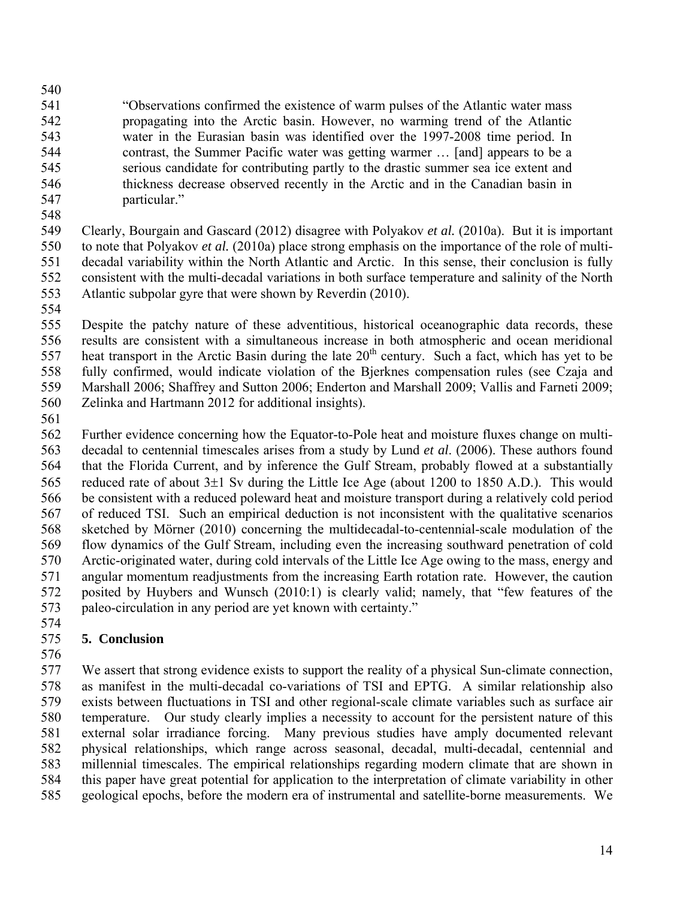> "Observations confirmed the existence of warm pulses of the Atlantic water mass propagating into the Arctic basin. However, no warming trend of the Atlantic water in the Eurasian basin was identified over the 1997-2008 time period. In contrast, the Summer Pacific water was getting warmer … [and] appears to be a serious candidate for contributing partly to the drastic summer sea ice extent and thickness decrease observed recently in the Arctic and in the Canadian basin in particular."

Clearly, Bourgain and Gascard (2012) disagree with Polyakov *et al.* (2010a). But it is important to note that Polyakov *et al.* (2010a) place strong emphasis on the importance of the role of multi-decadal variability within the North Atlantic and Arctic. In this sense, their conclusion is fully consistent with the multi-decadal variations in both surface temperature and salinity of the North Atlantic subpolar gyre that were shown by Reverdin (2010).

Despite the patchy nature of these adventitious, historical oceanographic data records, these results are consistent with a simultaneous increase in both atmospheric and ocean meridional heat transport in the Arctic Basin during the late 20th century. Such a fact, which has yet to be fully confirmed, would indicate violation of the Bjerknes compensation rules (see Czaja and Marshall 2006; Shaffrey and Sutton 2006; Enderton and Marshall 2009; Vallis and Farneti 2009; Zelinka and Hartmann 2012 for additional insights).

Further evidence concerning how the Equator-to-Pole heat and moisture fluxes change on multi-decadal to centennial timescales arises from a study by Lund *et al*. (2006). These authors found that the Florida Current, and by inference the Gulf Stream, probably flowed at a substantially reduced rate of about 3±1 Sv during the Little Ice Age (about 1200 to 1850 A.D.). This would be consistent with a reduced poleward heat and moisture transport during a relatively cold period of reduced TSI. Such an empirical deduction is not inconsistent with the qualitative scenarios sketched by Mörner (2010) concerning the multidecadal-to-centennial-scale modulation of the flow dynamics of the Gulf Stream, including even the increasing southward penetration of cold Arctic-originated water, during cold intervals of the Little Ice Age owing to the mass, energy and angular momentum readjustments from the increasing Earth rotation rate. However, the caution posited by Huybers and Wunsch (2010:1) is clearly valid; namely, that "few features of the paleo-circulation in any period are yet known with certainty."

## 5. Conclusion

We assert that strong evidence exists to support the reality of a physical Sun-climate connection, as manifest in the multi-decadal co-variations of TSI and EPTG. A similar relationship also exists between fluctuations in TSI and other regional-scale climate variables such as surface air temperature. Our study clearly implies a necessity to account for the persistent nature of this external solar irradiance forcing. Many previous studies have amply documented relevant physical relationships, which range across seasonal, decadal, multi-decadal, centennial and millennial timescales. The empirical relationships regarding modern climate that are shown in this paper have great potential for application to the interpretation of climate variability in other geological epochs, before the modern era of instrumental and satellite-borne measurements. We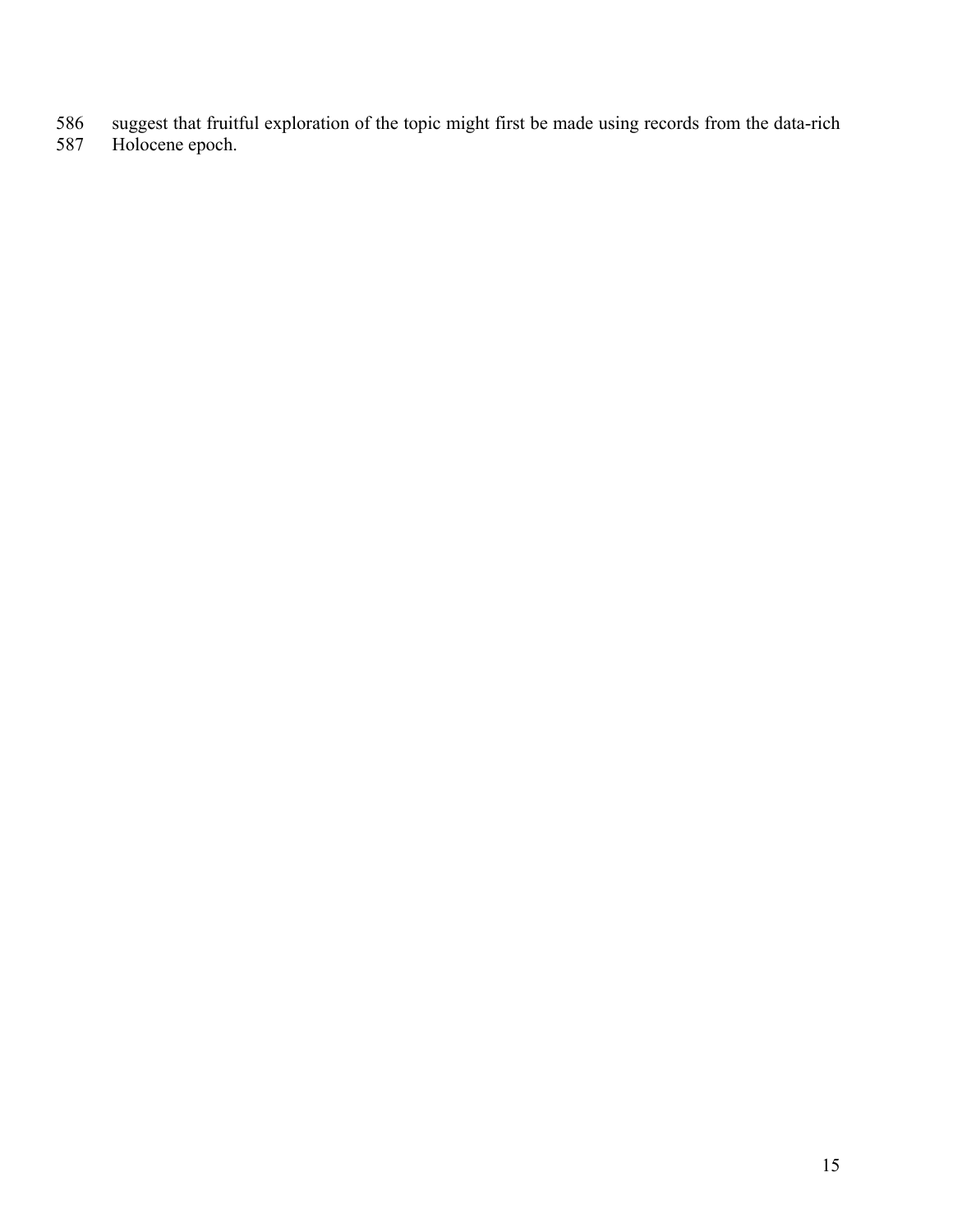suggest that fruitful exploration of the topic might first be made using records from the data-rich Holocene epoch.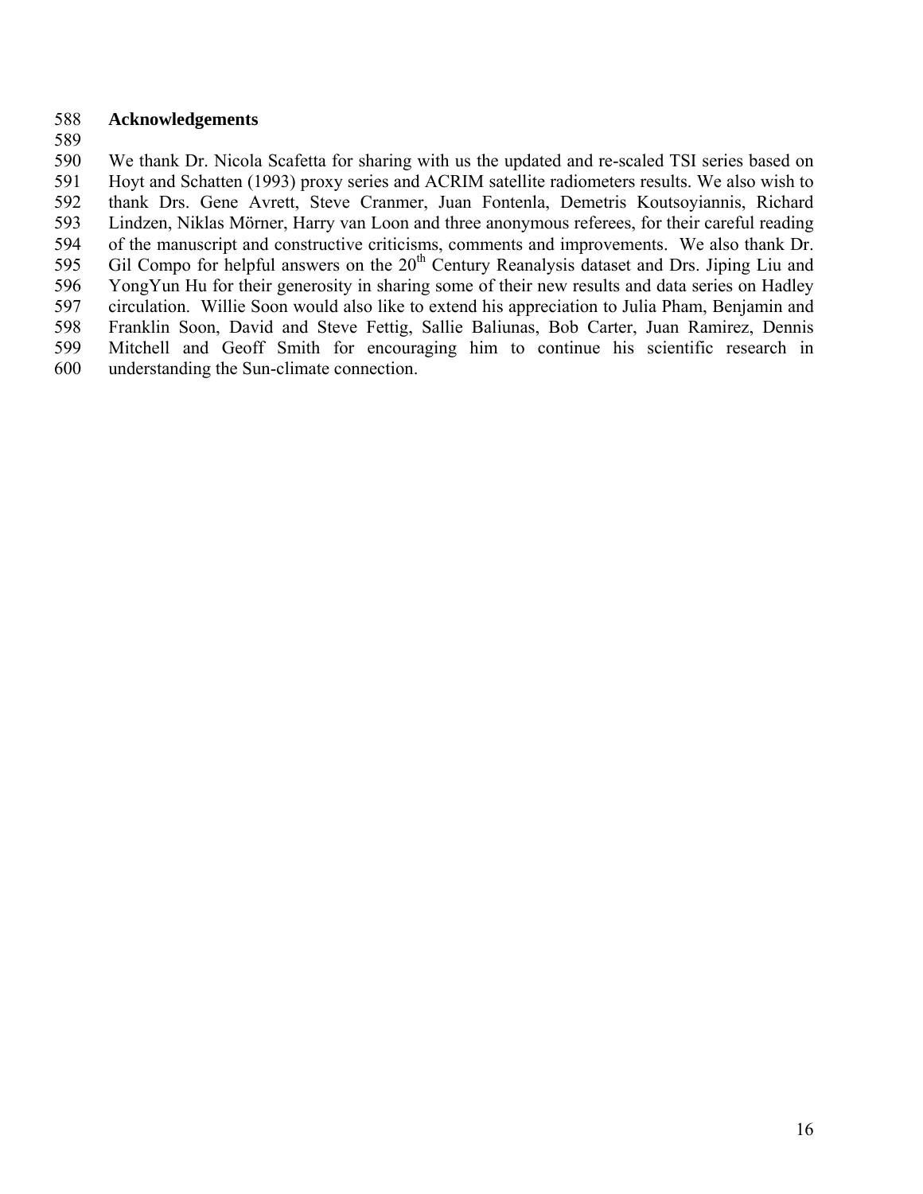## Acknowledgements

We thank Dr. Nicola Scafetta for sharing with us the updated and re-scaled TSI series based on Hoyt and Schatten (1993) proxy series and ACRIM satellite radiometers results. We also wish to thank Drs. Gene Avrett, Steve Cranmer, Juan Fontenla, Demetris Koutsoyiannis, Richard Lindzen, Niklas Mörner, Harry van Loon and three anonymous referees, for their careful reading of the manuscript and constructive criticisms, comments and improvements. We also thank Dr. Gil Compo for helpful answers on the 20th Century Reanalysis dataset and Drs. Jiping Liu and YongYun Hu for their generosity in sharing some of their new results and data series on Hadley circulation. Willie Soon would also like to extend his appreciation to Julia Pham, Benjamin and Franklin Soon, David and Steve Fettig, Sallie Baliunas, Bob Carter, Juan Ramirez, Dennis Mitchell and Geoff Smith for encouraging him to continue his scientific research in understanding the Sun-climate connection.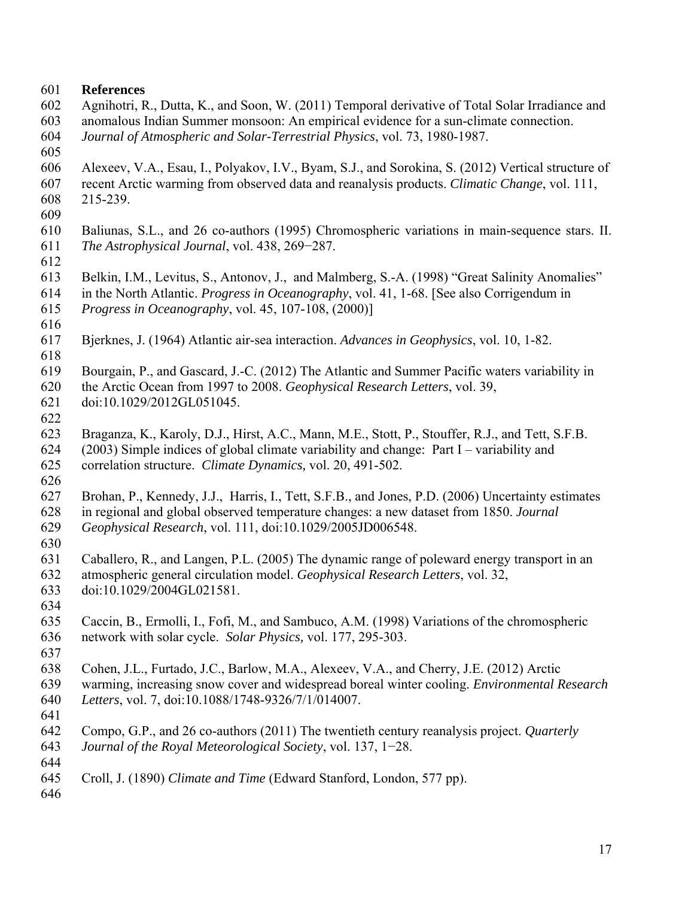## References

Agnihotri, R., Dutta, K., and Soon, W. (2011) Temporal derivative of Total Solar Irradiance and anomalous Indian Summer monsoon: An empirical evidence for a sun-climate connection. *Journal of Atmospheric and Solar-Terrestrial Physics*, vol. 73, 1980-1987.

Alexeev, V.A., Esau, I., Polyakov, I.V., Byam, S.J., and Sorokina, S. (2012) Vertical structure of recent Arctic warming from observed data and reanalysis products. *Climatic Change*, vol. 111, 215-239.

Baliunas, S.L., and 26 co-authors (1995) Chromospheric variations in main-sequence stars. II. *The Astrophysical Journal*, vol. 438, 269−287.

Belkin, I.M., Levitus, S., Antonov, J., and Malmberg, S.-A. (1998) "Great Salinity Anomalies" in the North Atlantic. *Progress in Oceanography*, vol. 41, 1-68. [See also Corrigendum in *Progress in Oceanography*, vol. 45, 107-108, (2000)]

Bjerknes, J. (1964) Atlantic air-sea interaction. *Advances in Geophysics*, vol. 10, 1-82.

Bourgain, P., and Gascard, J.-C. (2012) The Atlantic and Summer Pacific waters variability in the Arctic Ocean from 1997 to 2008. *Geophysical Research Letters*, vol. 39, doi:10.1029/2012GL051045.

Braganza, K., Karoly, D.J., Hirst, A.C., Mann, M.E., Stott, P., Stouffer, R.J., and Tett, S.F.B. (2003) Simple indices of global climate variability and change: Part I – variability and correlation structure. *Climate Dynamics,* vol. 20, 491-502.

Brohan, P., Kennedy, J.J., Harris, I., Tett, S.F.B., and Jones, P.D. (2006) Uncertainty estimates in regional and global observed temperature changes: a new dataset from 1850. *Journal Geophysical Research*, vol. 111, doi:10.1029/2005JD006548.

Caballero, R., and Langen, P.L. (2005) The dynamic range of poleward energy transport in an atmospheric general circulation model. *Geophysical Research Letters*, vol. 32, doi:10.1029/2004GL021581.

Caccin, B., Ermolli, I., Fofi, M., and Sambuco, A.M. (1998) Variations of the chromospheric network with solar cycle. *Solar Physics,* vol. 177, 295-303.

Cohen, J.L., Furtado, J.C., Barlow, M.A., Alexeev, V.A., and Cherry, J.E. (2012) Arctic warming, increasing snow cover and widespread boreal winter cooling. *Environmental Research Letters*, vol. 7, doi:10.1088/1748-9326/7/1/014007.

Compo, G.P., and 26 co-authors (2011) The twentieth century reanalysis project. *Quarterly Journal of the Royal Meteorological Society*, vol. 137, 1−28.

Croll, J. (1890) *Climate and Time* (Edward Stanford, London, 577 pp).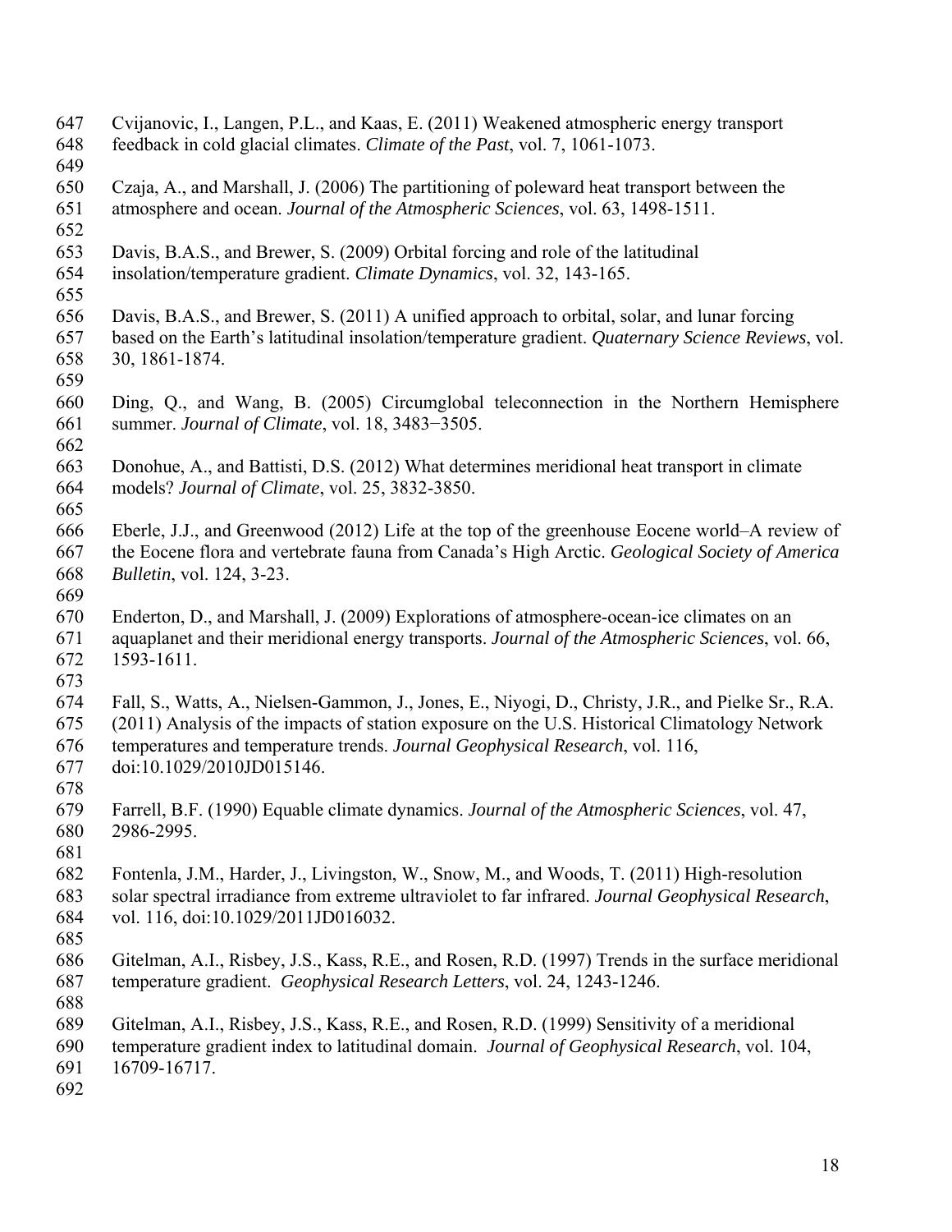Cvijanovic, I., Langen, P.L., and Kaas, E. (2011) Weakened atmospheric energy transport feedback in cold glacial climates. *Climate of the Past*, vol. 7, 1061-1073.

Czaja, A., and Marshall, J. (2006) The partitioning of poleward heat transport between the atmosphere and ocean. *Journal of the Atmospheric Sciences*, vol. 63, 1498-1511.

Davis, B.A.S., and Brewer, S. (2009) Orbital forcing and role of the latitudinal insolation/temperature gradient. *Climate Dynamics*, vol. 32, 143-165.

Davis, B.A.S., and Brewer, S. (2011) A unified approach to orbital, solar, and lunar forcing based on the Earth's latitudinal insolation/temperature gradient. *Quaternary Science Reviews*, vol. 30, 1861-1874.

Ding, Q., and Wang, B. (2005) Circumglobal teleconnection in the Northern Hemisphere summer. *Journal of Climate*, vol. 18, 3483−3505.

Donohue, A., and Battisti, D.S. (2012) What determines meridional heat transport in climate models? *Journal of Climate*, vol. 25, 3832-3850.

Eberle, J.J., and Greenwood (2012) Life at the top of the greenhouse Eocene world–A review of the Eocene flora and vertebrate fauna from Canada's High Arctic. *Geological Society of America Bulletin*, vol. 124, 3-23.

Enderton, D., and Marshall, J. (2009) Explorations of atmosphere-ocean-ice climates on an aquaplanet and their meridional energy transports. *Journal of the Atmospheric Sciences*, vol. 66, 1593-1611.

Fall, S., Watts, A., Nielsen-Gammon, J., Jones, E., Niyogi, D., Christy, J.R., and Pielke Sr., R.A. (2011) Analysis of the impacts of station exposure on the U.S. Historical Climatology Network temperatures and temperature trends. *Journal Geophysical Research*, vol. 116, doi:10.1029/2010JD015146.

Farrell, B.F. (1990) Equable climate dynamics. *Journal of the Atmospheric Sciences*, vol. 47, 2986-2995.

Fontenla, J.M., Harder, J., Livingston, W., Snow, M., and Woods, T. (2011) High-resolution solar spectral irradiance from extreme ultraviolet to far infrared. *Journal Geophysical Research*, vol. 116, doi:10.1029/2011JD016032.

Gitelman, A.I., Risbey, J.S., Kass, R.E., and Rosen, R.D. (1997) Trends in the surface meridional temperature gradient. *Geophysical Research Letters*, vol. 24, 1243-1246.

Gitelman, A.I., Risbey, J.S., Kass, R.E., and Rosen, R.D. (1999) Sensitivity of a meridional temperature gradient index to latitudinal domain. *Journal of Geophysical Research*, vol. 104, 16709-16717.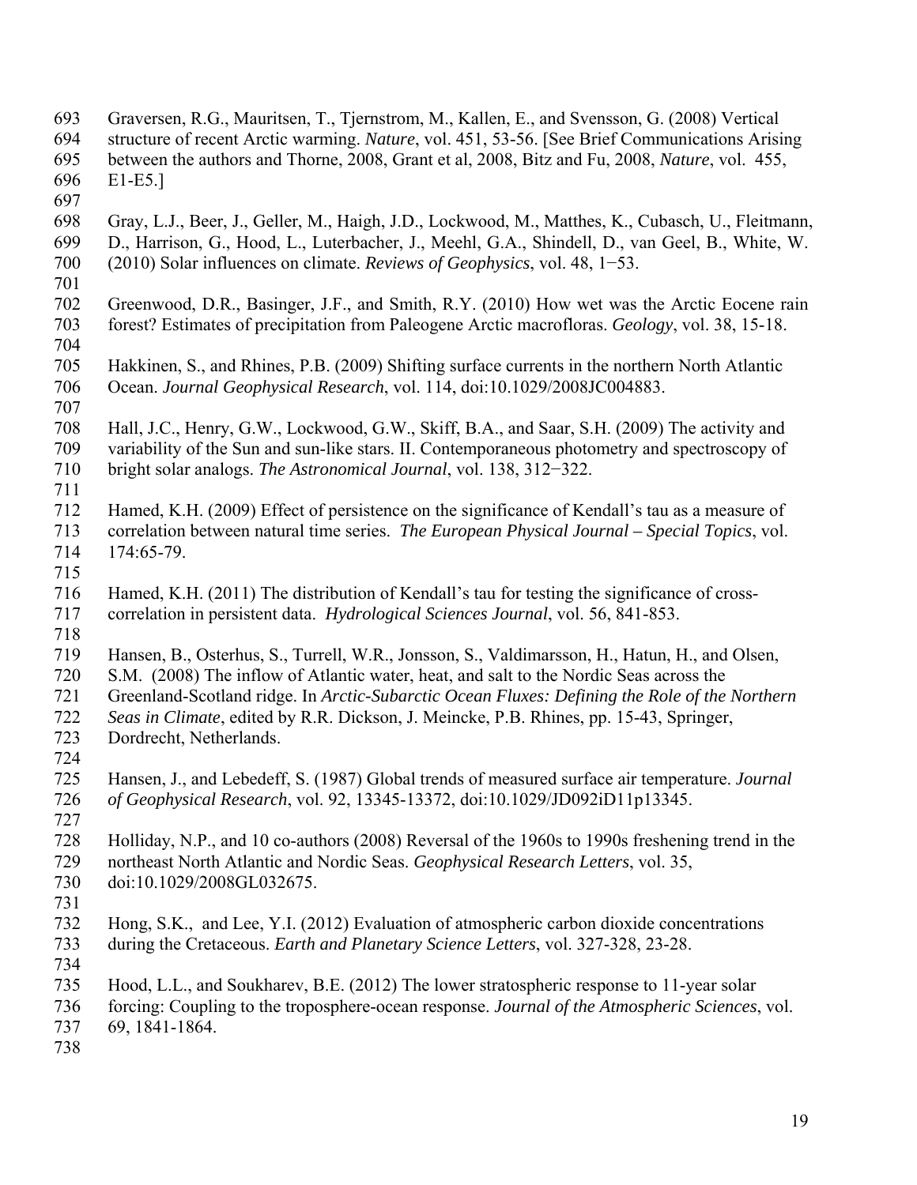Graversen, R.G., Mauritsen, T., Tjernstrom, M., Kallen, E., and Svensson, G. (2008) Vertical structure of recent Arctic warming. *Nature*, vol. 451, 53-56. [See Brief Communications Arising between the authors and Thorne, 2008, Grant et al, 2008, Bitz and Fu, 2008, *Nature*, vol. 455, E1-E5.]

Gray, L.J., Beer, J., Geller, M., Haigh, J.D., Lockwood, M., Matthes, K., Cubasch, U., Fleitmann, D., Harrison, G., Hood, L., Luterbacher, J., Meehl, G.A., Shindell, D., van Geel, B., White, W. (2010) Solar influences on climate. *Reviews of Geophysics*, vol. 48, 1−53.

Greenwood, D.R., Basinger, J.F., and Smith, R.Y. (2010) How wet was the Arctic Eocene rain forest? Estimates of precipitation from Paleogene Arctic macrofloras. *Geology*, vol. 38, 15-18.

Hakkinen, S., and Rhines, P.B. (2009) Shifting surface currents in the northern North Atlantic Ocean. *Journal Geophysical Research*, vol. 114, doi:10.1029/2008JC004883.

Hall, J.C., Henry, G.W., Lockwood, G.W., Skiff, B.A., and Saar, S.H. (2009) The activity and variability of the Sun and sun-like stars. II. Contemporaneous photometry and spectroscopy of bright solar analogs. *The Astronomical Journal*, vol. 138, 312−322.

Hamed, K.H. (2009) Effect of persistence on the significance of Kendall's tau as a measure of correlation between natural time series. *The European Physical Journal – Special Topics*, vol. 174:65-79.

Hamed, K.H. (2011) The distribution of Kendall's tau for testing the significance of cross-correlation in persistent data. *Hydrological Sciences Journal*, vol. 56, 841-853.

Hansen, B., Osterhus, S., Turrell, W.R., Jonsson, S., Valdimarsson, H., Hatun, H., and Olsen, S.M. (2008) The inflow of Atlantic water, heat, and salt to the Nordic Seas across the Greenland-Scotland ridge. In *Arctic-Subarctic Ocean Fluxes: Defining the Role of the Northern Seas in Climate*, edited by R.R. Dickson, J. Meincke, P.B. Rhines, pp. 15-43, Springer, Dordrecht, Netherlands.

Hansen, J., and Lebedeff, S. (1987) Global trends of measured surface air temperature. *Journal of Geophysical Research*, vol. 92, 13345-13372, doi:10.1029/JD092iD11p13345.

Holliday, N.P., and 10 co-authors (2008) Reversal of the 1960s to 1990s freshening trend in the northeast North Atlantic and Nordic Seas. *Geophysical Research Letters*, vol. 35, doi:10.1029/2008GL032675.

Hong, S.K., and Lee, Y.I. (2012) Evaluation of atmospheric carbon dioxide concentrations during the Cretaceous. *Earth and Planetary Science Letters*, vol. 327-328, 23-28.

Hood, L.L., and Soukharev, B.E. (2012) The lower stratospheric response to 11-year solar forcing: Coupling to the troposphere-ocean response. *Journal of the Atmospheric Sciences*, vol. 69, 1841-1864.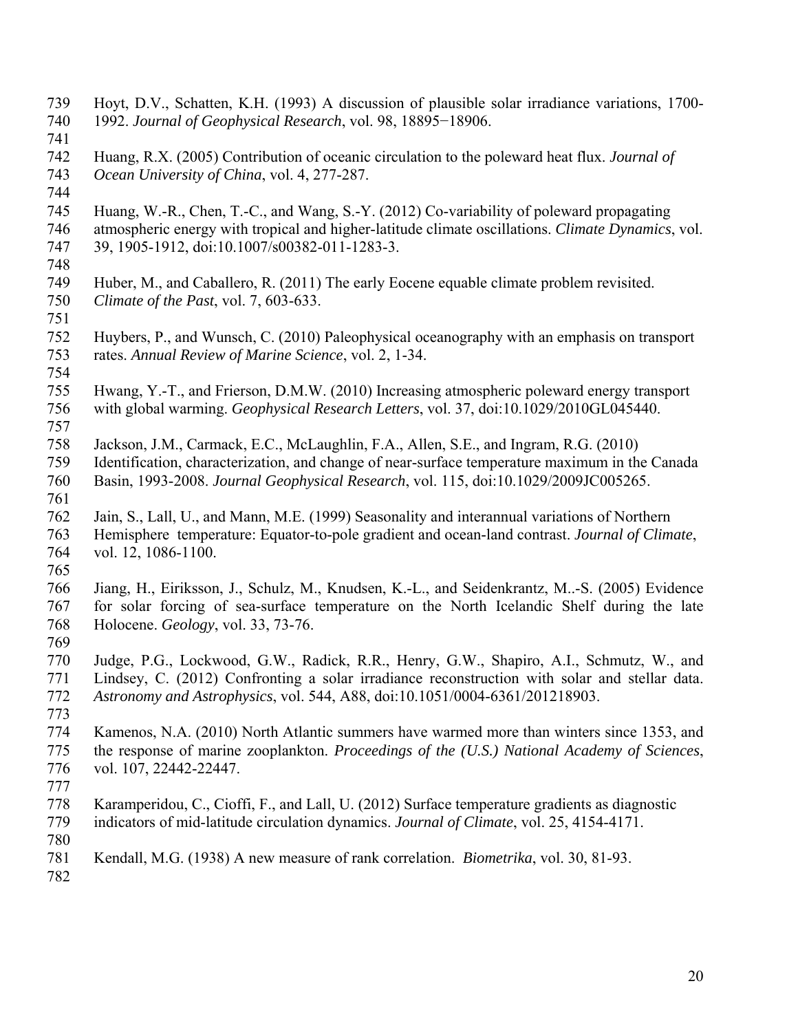Hoyt, D.V., Schatten, K.H. (1993) A discussion of plausible solar irradiance variations, 1700-1992. *Journal of Geophysical Research*, vol. 98, 18895−18906.

Huang, R.X. (2005) Contribution of oceanic circulation to the poleward heat flux. *Journal of Ocean University of China*, vol. 4, 277-287.

Huang, W.-R., Chen, T.-C., and Wang, S.-Y. (2012) Co-variability of poleward propagating atmospheric energy with tropical and higher-latitude climate oscillations. *Climate Dynamics*, vol. 39, 1905-1912, doi:10.1007/s00382-011-1283-3.

Huber, M., and Caballero, R. (2011) The early Eocene equable climate problem revisited. *Climate of the Past*, vol. 7, 603-633.

Huybers, P., and Wunsch, C. (2010) Paleophysical oceanography with an emphasis on transport rates. *Annual Review of Marine Science*, vol. 2, 1-34.

Hwang, Y.-T., and Frierson, D.M.W. (2010) Increasing atmospheric poleward energy transport with global warming. *Geophysical Research Letters*, vol. 37, doi:10.1029/2010GL045440.

Jackson, J.M., Carmack, E.C., McLaughlin, F.A., Allen, S.E., and Ingram, R.G. (2010) Identification, characterization, and change of near-surface temperature maximum in the Canada Basin, 1993-2008. *Journal Geophysical Research*, vol. 115, doi:10.1029/2009JC005265.

Jain, S., Lall, U., and Mann, M.E. (1999) Seasonality and interannual variations of Northern Hemisphere temperature: Equator-to-pole gradient and ocean-land contrast. *Journal of Climate*, vol. 12, 1086-1100.

Jiang, H., Eiriksson, J., Schulz, M., Knudsen, K.-L., and Seidenkrantz, M..-S. (2005) Evidence for solar forcing of sea-surface temperature on the North Icelandic Shelf during the late Holocene. *Geology*, vol. 33, 73-76.

Judge, P.G., Lockwood, G.W., Radick, R.R., Henry, G.W., Shapiro, A.I., Schmutz, W., and Lindsey, C. (2012) Confronting a solar irradiance reconstruction with solar and stellar data. *Astronomy and Astrophysics*, vol. 544, A88, doi:10.1051/0004-6361/201218903.

Kamenos, N.A. (2010) North Atlantic summers have warmed more than winters since 1353, and the response of marine zooplankton. *Proceedings of the (U.S.) National Academy of Sciences*, vol. 107, 22442-22447.

Karamperidou, C., Cioffi, F., and Lall, U. (2012) Surface temperature gradients as diagnostic indicators of mid-latitude circulation dynamics. *Journal of Climate*, vol. 25, 4154-4171.

Kendall, M.G. (1938) A new measure of rank correlation. *Biometrika*, vol. 30, 81-93.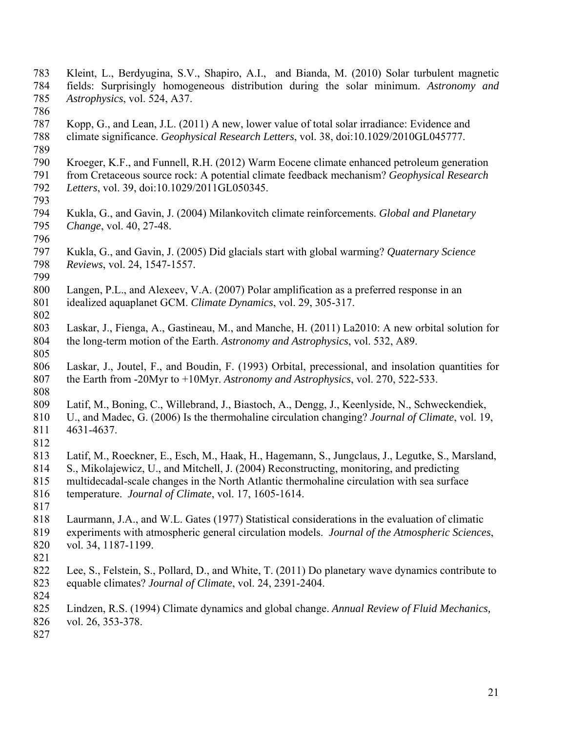Kleint, L., Berdyugina, S.V., Shapiro, A.I., and Bianda, M. (2010) Solar turbulent magnetic fields: Surprisingly homogeneous distribution during the solar minimum. *Astronomy and Astrophysics*, vol. 524, A37.

Kopp, G., and Lean, J.L. (2011) A new, lower value of total solar irradiance: Evidence and climate significance. *Geophysical Research Letters*, vol. 38, doi:10.1029/2010GL045777.

Kroeger, K.F., and Funnell, R.H. (2012) Warm Eocene climate enhanced petroleum generation from Cretaceous source rock: A potential climate feedback mechanism? *Geophysical Research Letters*, vol. 39, doi:10.1029/2011GL050345.

Kukla, G., and Gavin, J. (2004) Milankovitch climate reinforcements. *Global and Planetary Change*, vol. 40, 27-48.

Kukla, G., and Gavin, J. (2005) Did glacials start with global warming? *Quaternary Science Reviews*, vol. 24, 1547-1557.

Langen, P.L., and Alexeev, V.A. (2007) Polar amplification as a preferred response in an idealized aquaplanet GCM. *Climate Dynamics*, vol. 29, 305-317.

Laskar, J., Fienga, A., Gastineau, M., and Manche, H. (2011) La2010: A new orbital solution for the long-term motion of the Earth. *Astronomy and Astrophysics*, vol. 532, A89.

Laskar, J., Joutel, F., and Boudin, F. (1993) Orbital, precessional, and insolation quantities for the Earth from -20Myr to +10Myr. *Astronomy and Astrophysics*, vol. 270, 522-533.

Latif, M., Boning, C., Willebrand, J., Biastoch, A., Dengg, J., Keenlyside, N., Schweckendiek, U., and Madec, G. (2006) Is the thermohaline circulation changing? *Journal of Climate*, vol. 19, 4631-4637.

Latif, M., Roeckner, E., Esch, M., Haak, H., Hagemann, S., Jungclaus, J., Legutke, S., Marsland, S., Mikolajewicz, U., and Mitchell, J. (2004) Reconstructing, monitoring, and predicting multidecadal-scale changes in the North Atlantic thermohaline circulation with sea surface temperature. *Journal of Climate*, vol. 17, 1605-1614.

Laurmann, J.A., and W.L. Gates (1977) Statistical considerations in the evaluation of climatic experiments with atmospheric general circulation models. *Journal of the Atmospheric Sciences*, vol. 34, 1187-1199.

Lee, S., Felstein, S., Pollard, D., and White, T. (2011) Do planetary wave dynamics contribute to equable climates? *Journal of Climate*, vol. 24, 2391-2404.

Lindzen, R.S. (1994) Climate dynamics and global change. *Annual Review of Fluid Mechanics,* vol. 26, 353-378.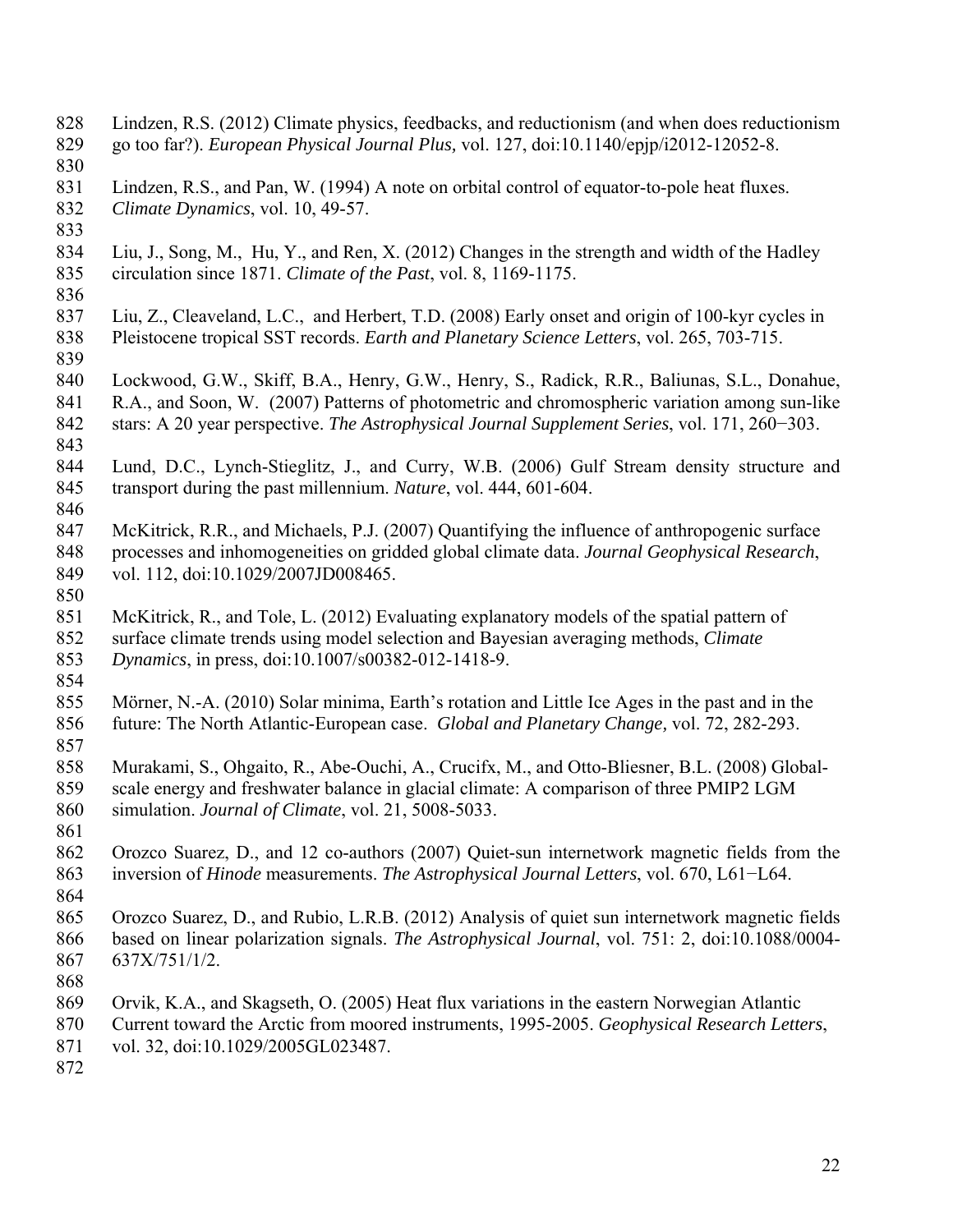Lindzen, R.S. (2012) Climate physics, feedbacks, and reductionism (and when does reductionism go too far?). *European Physical Journal Plus,* vol. 127, doi:10.1140/epjp/i2012-12052-8.

Lindzen, R.S., and Pan, W. (1994) A note on orbital control of equator-to-pole heat fluxes. *Climate Dynamics*, vol. 10, 49-57.

Liu, J., Song, M., Hu, Y., and Ren, X. (2012) Changes in the strength and width of the Hadley circulation since 1871. *Climate of the Past*, vol. 8, 1169-1175.

Liu, Z., Cleaveland, L.C., and Herbert, T.D. (2008) Early onset and origin of 100-kyr cycles in Pleistocene tropical SST records. *Earth and Planetary Science Letters*, vol. 265, 703-715.

Lockwood, G.W., Skiff, B.A., Henry, G.W., Henry, S., Radick, R.R., Baliunas, S.L., Donahue, R.A., and Soon, W. (2007) Patterns of photometric and chromospheric variation among sun-like stars: A 20 year perspective. *The Astrophysical Journal Supplement Series*, vol. 171, 260−303.

Lund, D.C., Lynch-Stieglitz, J., and Curry, W.B. (2006) Gulf Stream density structure and transport during the past millennium. *Nature*, vol. 444, 601-604.

McKitrick, R.R., and Michaels, P.J. (2007) Quantifying the influence of anthropogenic surface processes and inhomogeneities on gridded global climate data. *Journal Geophysical Research*, vol. 112, doi:10.1029/2007JD008465.

McKitrick, R., and Tole, L. (2012) Evaluating explanatory models of the spatial pattern of surface climate trends using model selection and Bayesian averaging methods, *Climate Dynamics*, in press, doi:10.1007/s00382-012-1418-9.

Mörner, N.-A. (2010) Solar minima, Earth's rotation and Little Ice Ages in the past and in the future: The North Atlantic-European case. *Global and Planetary Change,* vol. 72, 282-293.

Murakami, S., Ohgaito, R., Abe-Ouchi, A., Crucifx, M., and Otto-Bliesner, B.L. (2008) Global-scale energy and freshwater balance in glacial climate: A comparison of three PMIP2 LGM simulation. *Journal of Climate*, vol. 21, 5008-5033.

Orozco Suarez, D., and 12 co-authors (2007) Quiet-sun internetwork magnetic fields from the inversion of *Hinode* measurements. *The Astrophysical Journal Letters*, vol. 670, L61−L64.

Orozco Suarez, D., and Rubio, L.R.B. (2012) Analysis of quiet sun internetwork magnetic fields based on linear polarization signals. *The Astrophysical Journal*, vol. 751: 2, doi:10.1088/0004-637X/751/1/2.

Orvik, K.A., and Skagseth, O. (2005) Heat flux variations in the eastern Norwegian Atlantic Current toward the Arctic from moored instruments, 1995-2005. *Geophysical Research Letters*, vol. 32, doi:10.1029/2005GL023487.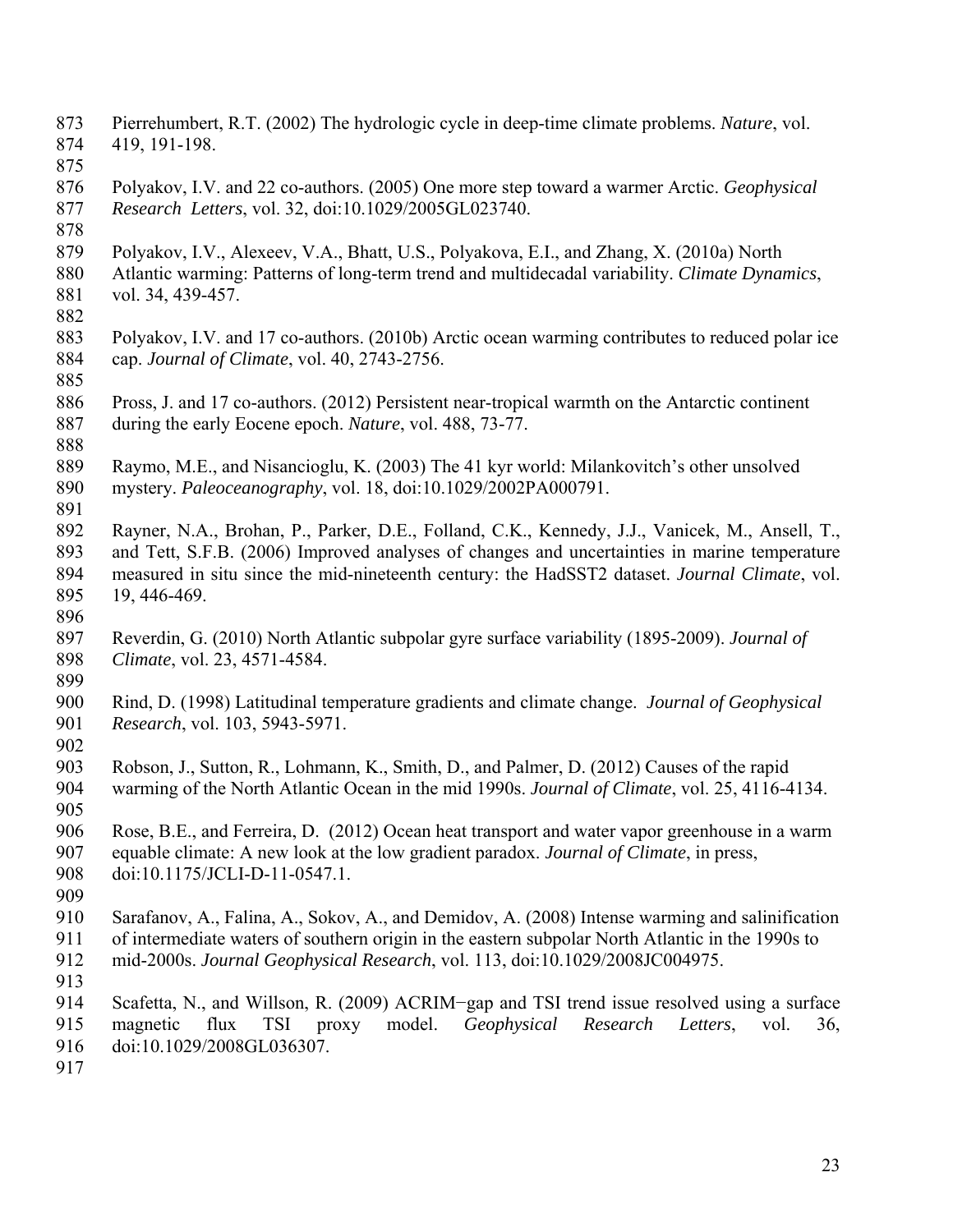Pierrehumbert, R.T. (2002) The hydrologic cycle in deep-time climate problems. *Nature*, vol. 419, 191-198.

Polyakov, I.V. and 22 co-authors. (2005) One more step toward a warmer Arctic. *Geophysical Research Letters*, vol. 32, doi:10.1029/2005GL023740.

Polyakov, I.V., Alexeev, V.A., Bhatt, U.S., Polyakova, E.I., and Zhang, X. (2010a) North Atlantic warming: Patterns of long-term trend and multidecadal variability. *Climate Dynamics*, vol. 34, 439-457.

Polyakov, I.V. and 17 co-authors. (2010b) Arctic ocean warming contributes to reduced polar ice cap. *Journal of Climate*, vol. 40, 2743-2756.

Pross, J. and 17 co-authors. (2012) Persistent near-tropical warmth on the Antarctic continent during the early Eocene epoch. *Nature*, vol. 488, 73-77.

Raymo, M.E., and Nisancioglu, K. (2003) The 41 kyr world: Milankovitch's other unsolved mystery. *Paleoceanography*, vol. 18, doi:10.1029/2002PA000791.

Rayner, N.A., Brohan, P., Parker, D.E., Folland, C.K., Kennedy, J.J., Vanicek, M., Ansell, T., and Tett, S.F.B. (2006) Improved analyses of changes and uncertainties in marine temperature measured in situ since the mid-nineteenth century: the HadSST2 dataset. *Journal Climate*, vol. 19, 446-469.

Reverdin, G. (2010) North Atlantic subpolar gyre surface variability (1895-2009). *Journal of Climate*, vol. 23, 4571-4584.

Rind, D. (1998) Latitudinal temperature gradients and climate change. *Journal of Geophysical Research*, vol. 103, 5943-5971.

Robson, J., Sutton, R., Lohmann, K., Smith, D., and Palmer, D. (2012) Causes of the rapid warming of the North Atlantic Ocean in the mid 1990s. *Journal of Climate*, vol. 25, 4116-4134.

Rose, B.E., and Ferreira, D. (2012) Ocean heat transport and water vapor greenhouse in a warm equable climate: A new look at the low gradient paradox. *Journal of Climate*, in press, doi:10.1175/JCLI-D-11-0547.1.

Sarafanov, A., Falina, A., Sokov, A., and Demidov, A. (2008) Intense warming and salinification of intermediate waters of southern origin in the eastern subpolar North Atlantic in the 1990s to mid-2000s. *Journal Geophysical Research*, vol. 113, doi:10.1029/2008JC004975.

Scafetta, N., and Willson, R. (2009) ACRIM−gap and TSI trend issue resolved using a surface magnetic flux TSI proxy model. *Geophysical Research Letters*, vol. 36, doi:10.1029/2008GL036307.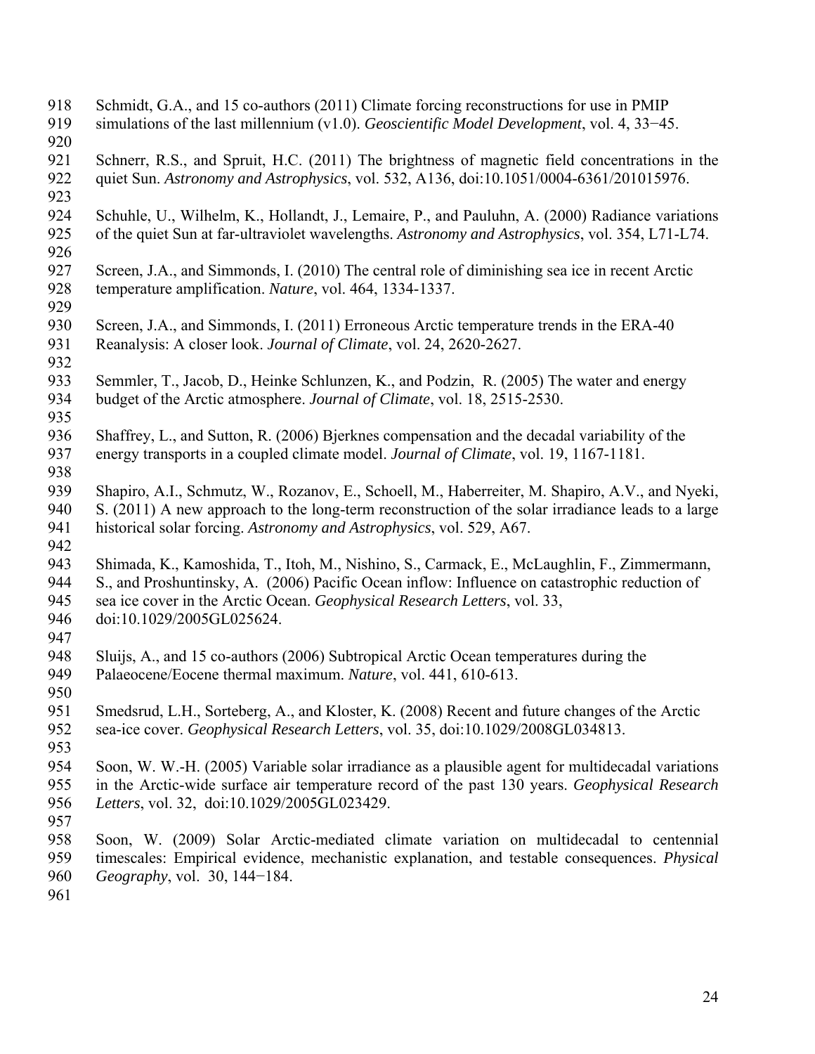Schmidt, G.A., and 15 co-authors (2011) Climate forcing reconstructions for use in PMIP simulations of the last millennium (v1.0). *Geoscientific Model Development*, vol. 4, 33−45.

Schnerr, R.S., and Spruit, H.C. (2011) The brightness of magnetic field concentrations in the quiet Sun. *Astronomy and Astrophysics*, vol. 532, A136, doi:10.1051/0004-6361/201015976.

Schuhle, U., Wilhelm, K., Hollandt, J., Lemaire, P., and Pauluhn, A. (2000) Radiance variations of the quiet Sun at far-ultraviolet wavelengths. *Astronomy and Astrophysics*, vol. 354, L71-L74.

Screen, J.A., and Simmonds, I. (2010) The central role of diminishing sea ice in recent Arctic temperature amplification. *Nature*, vol. 464, 1334-1337.

Screen, J.A., and Simmonds, I. (2011) Erroneous Arctic temperature trends in the ERA-40 Reanalysis: A closer look. *Journal of Climate*, vol. 24, 2620-2627.

Semmler, T., Jacob, D., Heinke Schlunzen, K., and Podzin, R. (2005) The water and energy budget of the Arctic atmosphere. *Journal of Climate*, vol. 18, 2515-2530.

Shaffrey, L., and Sutton, R. (2006) Bjerknes compensation and the decadal variability of the energy transports in a coupled climate model. *Journal of Climate*, vol. 19, 1167-1181.

Shapiro, A.I., Schmutz, W., Rozanov, E., Schoell, M., Haberreiter, M. Shapiro, A.V., and Nyeki, S. (2011) A new approach to the long-term reconstruction of the solar irradiance leads to a large historical solar forcing. *Astronomy and Astrophysics*, vol. 529, A67.

Shimada, K., Kamoshida, T., Itoh, M., Nishino, S., Carmack, E., McLaughlin, F., Zimmermann, S., and Proshuntinsky, A. (2006) Pacific Ocean inflow: Influence on catastrophic reduction of sea ice cover in the Arctic Ocean. *Geophysical Research Letters*, vol. 33, doi:10.1029/2005GL025624.

Sluijs, A., and 15 co-authors (2006) Subtropical Arctic Ocean temperatures during the Palaeocene/Eocene thermal maximum. *Nature*, vol. 441, 610-613.

Smedsrud, L.H., Sorteberg, A., and Kloster, K. (2008) Recent and future changes of the Arctic sea-ice cover. *Geophysical Research Letters*, vol. 35, doi:10.1029/2008GL034813.

Soon, W. W.-H. (2005) Variable solar irradiance as a plausible agent for multidecadal variations in the Arctic-wide surface air temperature record of the past 130 years. *Geophysical Research Letters*, vol. 32, doi:10.1029/2005GL023429.

Soon, W. (2009) Solar Arctic-mediated climate variation on multidecadal to centennial timescales: Empirical evidence, mechanistic explanation, and testable consequences. *Physical Geography*, vol. 30, 144−184.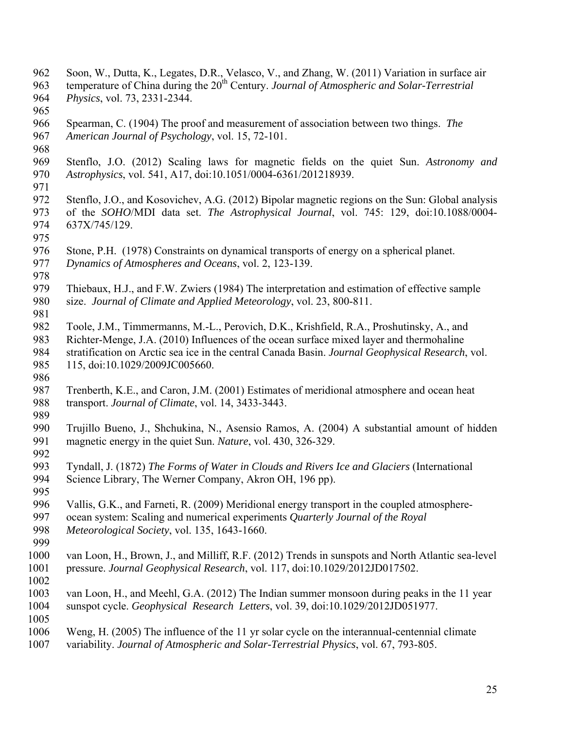Soon, W., Dutta, K., Legates, D.R., Velasco, V., and Zhang, W. (2011) Variation in surface air temperature of China during the 20th Century. *Journal of Atmospheric and Solar-Terrestrial Physics*, vol. 73, 2331-2344.

Spearman, C. (1904) The proof and measurement of association between two things. *The American Journal of Psychology*, vol. 15, 72-101.

Stenflo, J.O. (2012) Scaling laws for magnetic fields on the quiet Sun. *Astronomy and Astrophysics*, vol. 541, A17, doi:10.1051/0004-6361/201218939.

Stenflo, J.O., and Kosovichev, A.G. (2012) Bipolar magnetic regions on the Sun: Global analysis of the *SOHO*/MDI data set. *The Astrophysical Journal*, vol. 745: 129, doi:10.1088/0004-637X/745/129.

Stone, P.H. (1978) Constraints on dynamical transports of energy on a spherical planet. *Dynamics of Atmospheres and Oceans*, vol. 2, 123-139.

Thiebaux, H.J., and F.W. Zwiers (1984) The interpretation and estimation of effective sample size. *Journal of Climate and Applied Meteorology*, vol. 23, 800-811.

Toole, J.M., Timmermanns, M.-L., Perovich, D.K., Krishfield, R.A., Proshutinsky, A., and Richter-Menge, J.A. (2010) Influences of the ocean surface mixed layer and thermohaline stratification on Arctic sea ice in the central Canada Basin. *Journal Geophysical Research*, vol. 115, doi:10.1029/2009JC005660.

Trenberth, K.E., and Caron, J.M. (2001) Estimates of meridional atmosphere and ocean heat transport. *Journal of Climate*, vol. 14, 3433-3443.

Trujillo Bueno, J., Shchukina, N., Asensio Ramos, A. (2004) A substantial amount of hidden magnetic energy in the quiet Sun. *Nature*, vol. 430, 326-329.

Tyndall, J. (1872) *The Forms of Water in Clouds and Rivers Ice and Glaciers* (International Science Library, The Werner Company, Akron OH, 196 pp).

Vallis, G.K., and Farneti, R. (2009) Meridional energy transport in the coupled atmosphere-ocean system: Scaling and numerical experiments *Quarterly Journal of the Royal Meteorological Society*, vol. 135, 1643-1660.

van Loon, H., Brown, J., and Milliff, R.F. (2012) Trends in sunspots and North Atlantic sea-level pressure. *Journal Geophysical Research*, vol. 117, doi:10.1029/2012JD017502.

van Loon, H., and Meehl, G.A. (2012) The Indian summer monsoon during peaks in the 11 year sunspot cycle. *Geophysical Research Letters*, vol. 39, doi:10.1029/2012JD051977.

Weng, H. (2005) The influence of the 11 yr solar cycle on the interannual-centennial climate variability. *Journal of Atmospheric and Solar-Terrestrial Physics*, vol. 67, 793-805.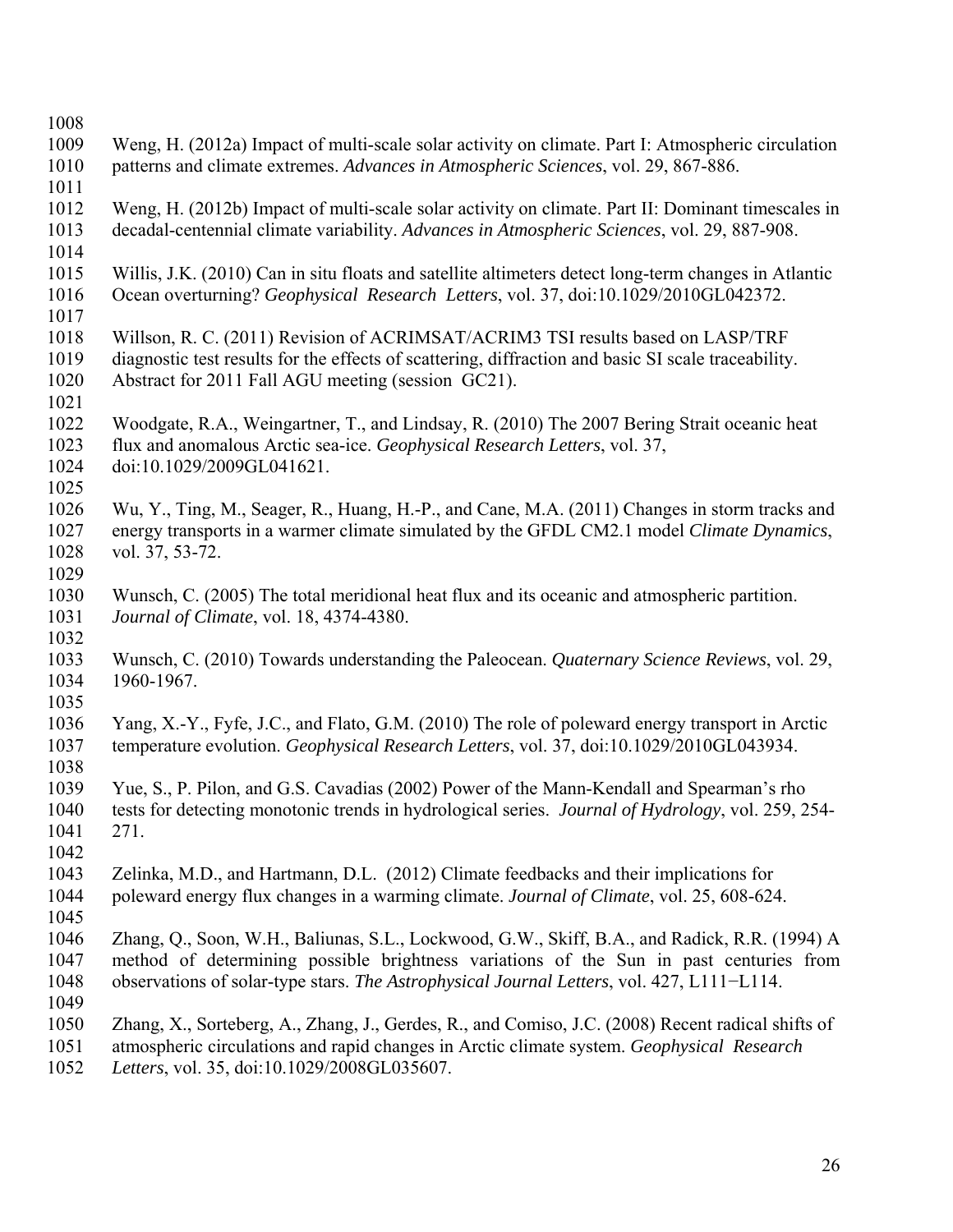Weng, H. (2012a) Impact of multi-scale solar activity on climate. Part I: Atmospheric circulation patterns and climate extremes. *Advances in Atmospheric Sciences*, vol. 29, 867-886.

Weng, H. (2012b) Impact of multi-scale solar activity on climate. Part II: Dominant timescales in decadal-centennial climate variability. *Advances in Atmospheric Sciences*, vol. 29, 887-908.

Willis, J.K. (2010) Can in situ floats and satellite altimeters detect long-term changes in Atlantic Ocean overturning? *Geophysical Research Letters*, vol. 37, doi:10.1029/2010GL042372.

Willson, R. C. (2011) Revision of ACRIMSAT/ACRIM3 TSI results based on LASP/TRF diagnostic test results for the effects of scattering, diffraction and basic SI scale traceability. Abstract for 2011 Fall AGU meeting (session GC21).

Woodgate, R.A., Weingartner, T., and Lindsay, R. (2010) The 2007 Bering Strait oceanic heat flux and anomalous Arctic sea-ice. *Geophysical Research Letters*, vol. 37, doi:10.1029/2009GL041621.

Wu, Y., Ting, M., Seager, R., Huang, H.-P., and Cane, M.A. (2011) Changes in storm tracks and energy transports in a warmer climate simulated by the GFDL CM2.1 model *Climate Dynamics*, vol. 37, 53-72.

Wunsch, C. (2005) The total meridional heat flux and its oceanic and atmospheric partition. *Journal of Climate*, vol. 18, 4374-4380.

Wunsch, C. (2010) Towards understanding the Paleocean. *Quaternary Science Reviews*, vol. 29, 1960-1967.

Yang, X.-Y., Fyfe, J.C., and Flato, G.M. (2010) The role of poleward energy transport in Arctic temperature evolution. *Geophysical Research Letters*, vol. 37, doi:10.1029/2010GL043934.

Yue, S., P. Pilon, and G.S. Cavadias (2002) Power of the Mann-Kendall and Spearman's rho tests for detecting monotonic trends in hydrological series. *Journal of Hydrology*, vol. 259, 254-271.

Zelinka, M.D., and Hartmann, D.L. (2012) Climate feedbacks and their implications for poleward energy flux changes in a warming climate. *Journal of Climate*, vol. 25, 608-624.

Zhang, Q., Soon, W.H., Baliunas, S.L., Lockwood, G.W., Skiff, B.A., and Radick, R.R. (1994) A method of determining possible brightness variations of the Sun in past centuries from observations of solar-type stars. *The Astrophysical Journal Letters*, vol. 427, L111−L114.

Zhang, X., Sorteberg, A., Zhang, J., Gerdes, R., and Comiso, J.C. (2008) Recent radical shifts of atmospheric circulations and rapid changes in Arctic climate system. *Geophysical Research Letters*, vol. 35, doi:10.1029/2008GL035607.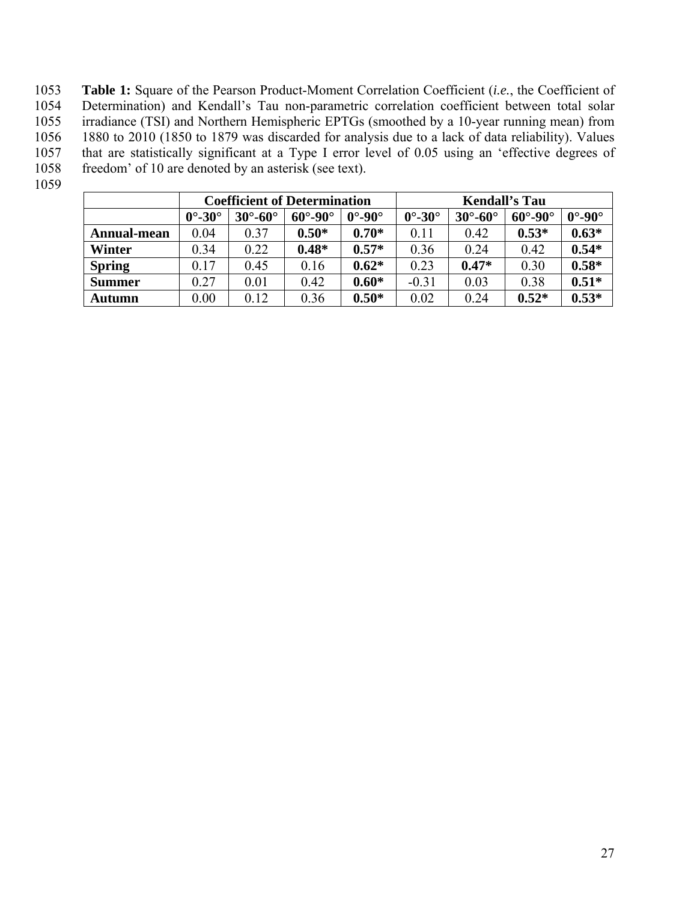**Table 1:** Square of the Pearson Product-Moment Correlation Coefficient (*i.e.*, the Coefficient of Determination) and Kendall's Tau non-parametric correlation coefficient between total solar irradiance (TSI) and Northern Hemispheric EPTGs (smoothed by a 10-year running mean) from 1880 to 2010 (1850 to 1879 was discarded for analysis due to a lack of data reliability). Values that are statistically significant at a Type I error level of 0.05 using an 'effective degrees of freedom' of 10 are denoted by an asterisk (see text).

| | **Coefficient of Determination** | | | | **Kendall's Tau** | | | |
|---|---|---|---|---|---|---|---|---|
| | **0°-30°** | **30°-60°** | **60°-90°** | **0°-90°** | **0°-30°** | **30°-60°** | **60°-90°** | **0°-90°** |
| **Annual-mean** | 0.04 | 0.37 | **0.50*** | **0.70*** | 0.11 | 0.42 | **0.53*** | **0.63*** |
| **Winter** | 0.34 | 0.22 | **0.48*** | **0.57*** | 0.36 | 0.24 | 0.42 | **0.54*** |
| **Spring** | 0.17 | 0.45 | 0.16 | **0.62*** | 0.23 | **0.47*** | 0.30 | **0.58*** |
| **Summer** | 0.27 | 0.01 | 0.42 | **0.60*** | -0.31 | 0.03 | 0.38 | **0.51*** |
| **Autumn** | 0.00 | 0.12 | 0.36 | **0.50*** | 0.02 | 0.24 | **0.52*** | **0.53*** |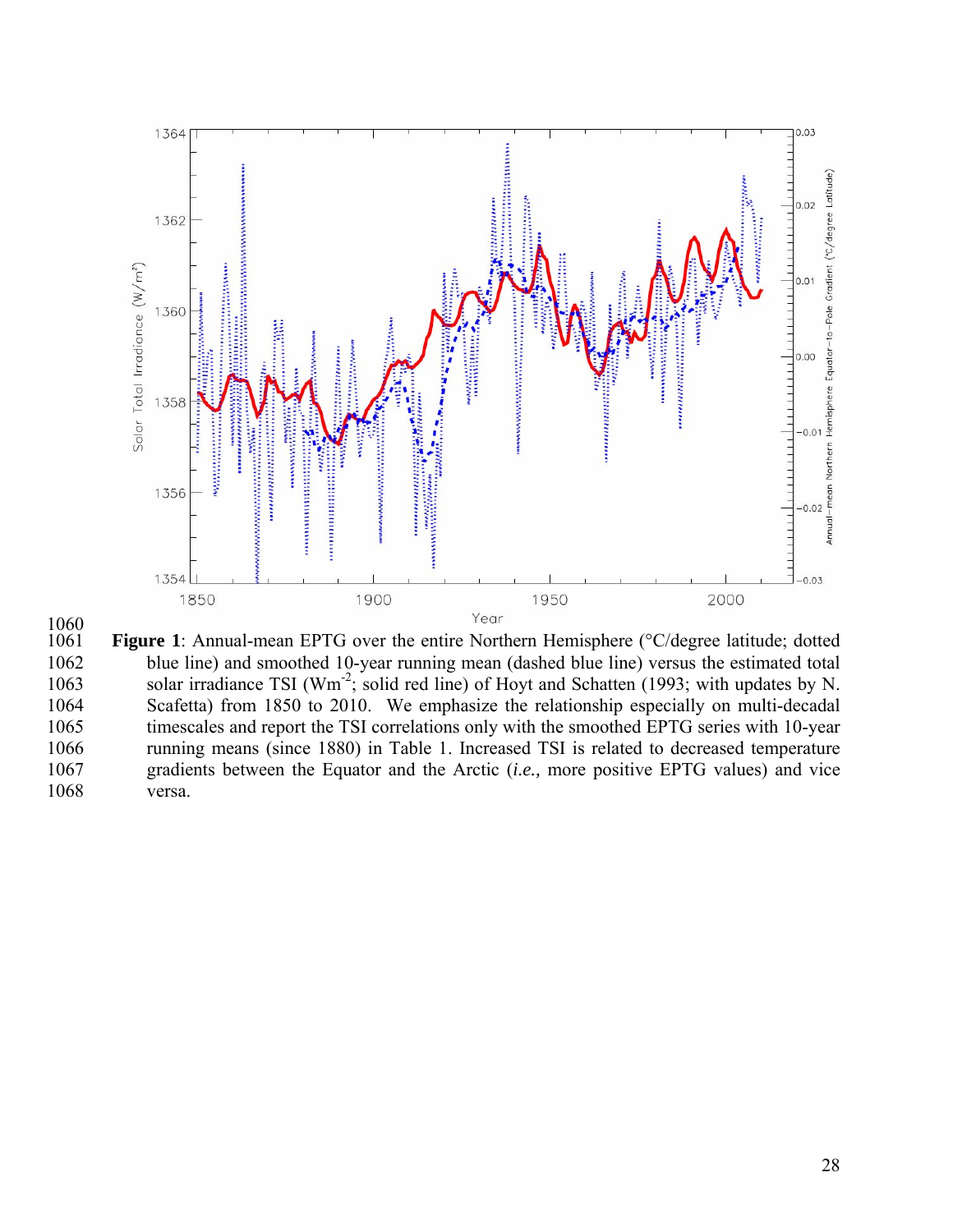**Figure 1**: Annual-mean EPTG over the entire Northern Hemisphere (°C/degree latitude; dotted blue line) and smoothed 10-year running mean (dashed blue line) versus the estimated total solar irradiance TSI ($Wm^{-2}$; solid red line) of Hoyt and Schatten (1993; with updates by N. Scafetta) from 1850 to 2010. We emphasize the relationship especially on multi-decadal timescales and report the TSI correlations only with the smoothed EPTG series with 10-year running means (since 1880) in Table 1. Increased TSI is related to decreased temperature gradients between the Equator and the Arctic (*i.e.,* more positive EPTG values) and vice versa.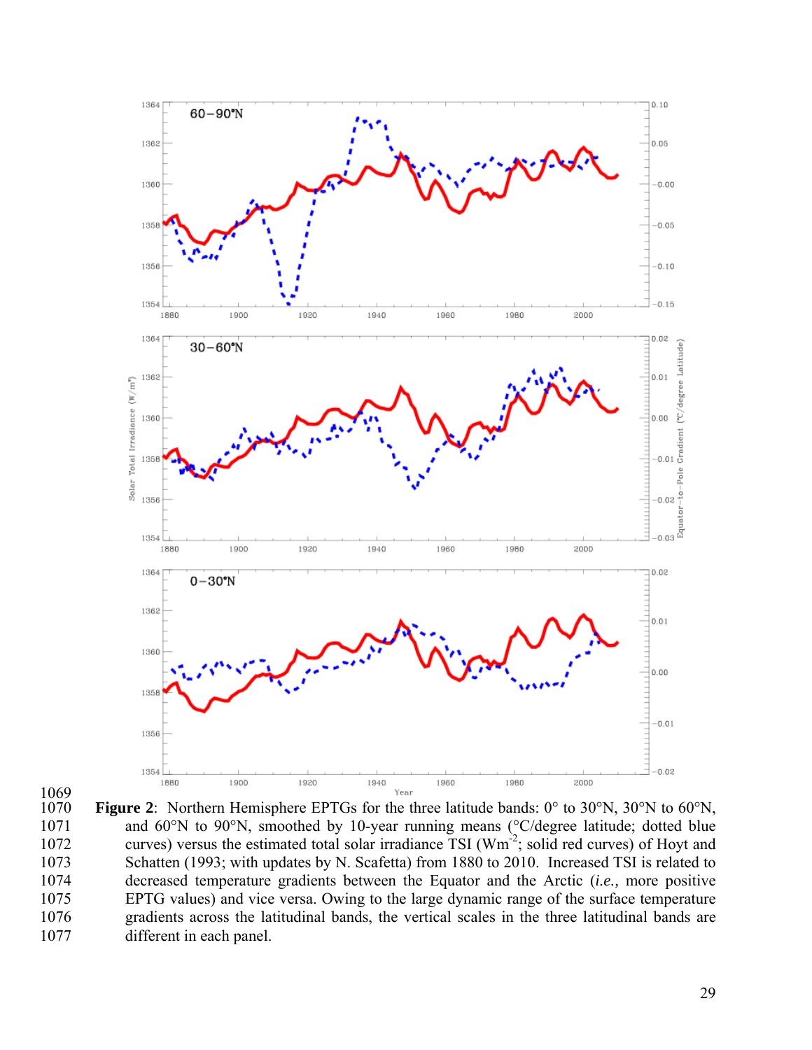**Figure 2**: Northern Hemisphere EPTGs for the three latitude bands: 0° to 30°N, 30°N to 60°N, and 60°N to 90°N, smoothed by 10-year running means (°C/degree latitude; dotted blue curves) versus the estimated total solar irradiance TSI ($Wm^{-2}$; solid red curves) of Hoyt and Schatten (1993; with updates by N. Scafetta) from 1880 to 2010. Increased TSI is related to decreased temperature gradients between the Equator and the Arctic (*i.e.*, more positive EPTG values) and vice versa. Owing to the large dynamic range of the surface temperature gradients across the latitudinal bands, the vertical scales in the three latitudinal bands are different in each panel.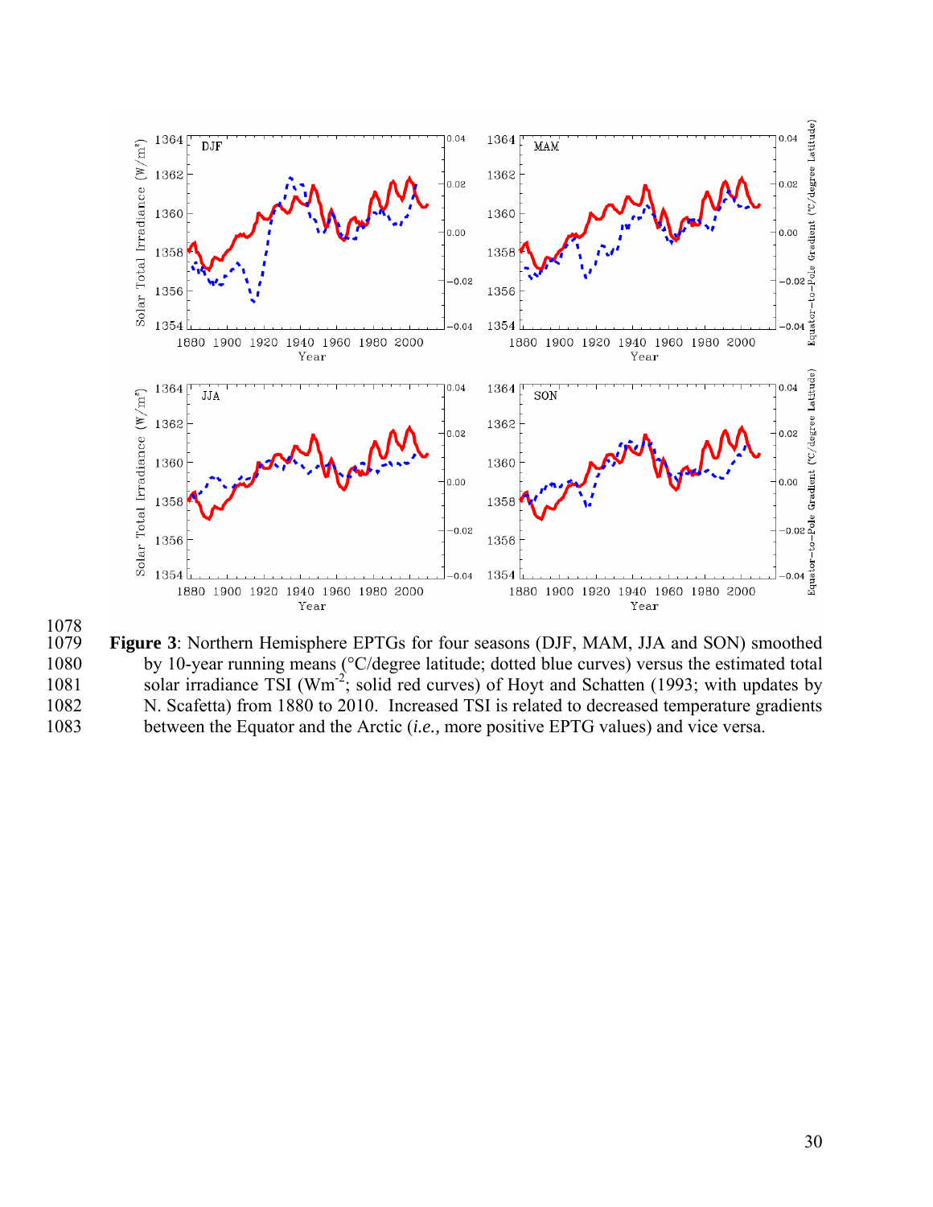DJF
MAM
JJA
SON

Solar Total Irradiance (W/m²)

1364
1362
1360
1358
1356
1354

Equator-to-Pole Gradient (°C/degree Latitude)

0.04
0.02
0.00
−0.02
−0.04

1880 1900 1920 1940 1960 1980 2000

Year

**Figure 3**: Northern Hemisphere EPTGs for four seasons (DJF, MAM, JJA and SON) smoothed by 10-year running means (°C/degree latitude; dotted blue curves) versus the estimated total solar irradiance TSI ($Wm^{-2}$; solid red curves) of Hoyt and Schatten (1993; with updates by N. Scafetta) from 1880 to 2010. Increased TSI is related to decreased temperature gradients between the Equator and the Arctic (*i.e.,* more positive EPTG values) and vice versa.